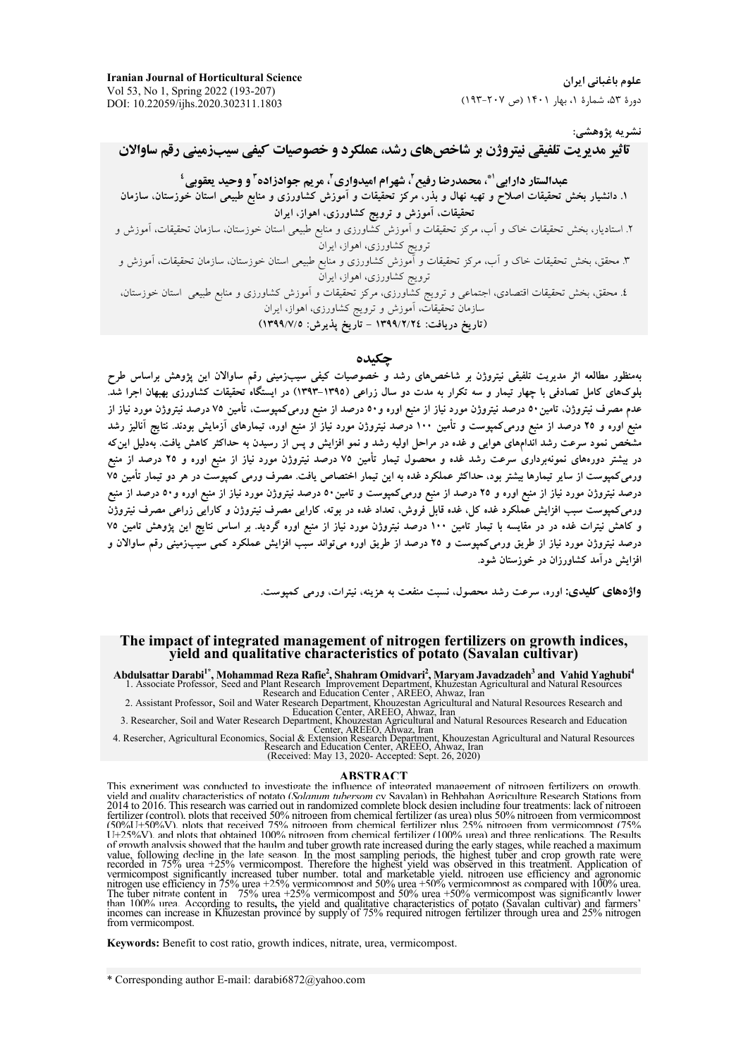نشریه پژوهشی:

# تاثیر مدیریت تلفیقی نیتروژن بر شاخص‌های رشد، عملکرد و خصوصیات کیفی سیب‌زمینی رقم ساوالان

**عبدالستار دارابی[1*]، محمدرضا رفیع[2]، شهرام امیدواری[2]، مریم جوادزاده[3] و وحید یعقوبی[4]**

۱. دانشیار بخش تحقیقات اصلاح و تهیه نهال و بذر، مرکز تحقیقات و آموزش کشاورزی و منابع طبیعی استان خوزستان، سازمان تحقیقات، آموزش و ترویج کشاورزی، اهواز، ایران

۲. استادیار، بخش تحقیقات خاک و آب، مرکز تحقیقات و آموزش کشاورزی و منابع طبیعی استان خوزستان، سازمان تحقیقات، آموزش و ترویج کشاورزی، اهواز، ایران

۳. محقق، بخش تحقیقات خاک و آب، مرکز تحقیقات و آموزش کشاورزی و منابع طبیعی استان خوزستان، سازمان تحقیقات، آموزش و ترویج کشاورزی، اهواز، ایران

۴. محقق، بخش تحقیقات اقتصادی، اجتماعی و ترویج کشاورزی، مرکز تحقیقات و آموزش کشاورزی و منابع طبیعی استان خوزستان، سازمان تحقیقات، آموزش و ترویج کشاورزی، اهواز، ایران

(تاریخ دریافت: ۱۳۹۹/۲/۲۴ - تاریخ پذیرش: ۱۳۹۹/۷/۵)

## چکیده

به‌منظور مطالعه اثر مدیریت تلفیقی نیتروژن بر شاخص‌های رشد و خصوصیات کیفی سیب‌زمینی رقم ساوالان این پژوهش براساس طرح بلوک‌های کامل تصادفی با چهار تیمار و سه تکرار به مدت دو سال زراعی (۱۳۹۵-۱۳۹۳) در ایستگاه تحقیقات کشاورزی بهبهان اجرا شد. عدم مصرف نیتروژن، تامین ۵۰ درصد نیتروژن مورد نیاز از منبع اوره و ۵۰ درصد از منبع ورمی‌کمپوست، تأمین ۷۵ درصد نیتروژن مورد نیاز از منبع اوره و ۲۵ درصد از منبع ورمی‌کمپوست و تأمین ۱۰۰ درصد نیتروژن مورد نیاز از منبع اوره، تیمارهای آزمایش بودند. نتایج آنالیز رشد مشخص نمود سرعت رشد اندام‌های هوایی و غده در مراحل اولیه رشد و نمو افزایش و پس از رسیدن به حداکثر کاهش یافت. به‌دلیل این‌که در بیشتر دوره‌های نمونه‌برداری سرعت رشد غده و محصول تیمار تأمین ۷۵ درصد نیتروژن مورد نیاز از منبع اوره و ۲۵ درصد از منبع ورمی‌کمپوست از سایر تیمارها بیشتر بود، حداکثر عملکرد غده به این تیمار اختصاص یافت. مصرف ورمی کمپوست در هر دو تیمار تأمین ۷۵ درصد نیتروژن مورد نیاز از منبع اوره و ۲۵ درصد از منبع ورمی‌کمپوست و تامین ۵۰ درصد نیتروژن مورد نیاز از منبع اوره و ۵۰ درصد از منبع ورمی‌کمپوست سبب افزایش عملکرد غده کل، غده قابل فروش، تعداد غده در بوته، کارایی مصرف نیتروژن و کارایی زراعی مصرف نیتروژن و کاهش نیترات غده در در مقایسه با تیمار تامین ۱۰۰ درصد نیتروژن مورد نیاز از منبع اوره گردید. بر اساس نتایج این پژوهش تامین ۷۵ درصد نیتروژن مورد نیاز از طریق ورمی‌کمپوست و ۲۵ درصد از طریق اوره می‌تواند سبب افزایش عملکرد کمی سیب‌زمینی رقم ساوالان و افزایش درآمد کشاورزان در خوزستان شود.

**واژه‌های کلیدی:** اوره، سرعت رشد محصول، نسبت منفعت به هزینه، نیترات، ورمی کمپوست.

# The impact of integrated management of nitrogen fertilizers on growth indices, yield and qualitative characteristics of potato (Savalan cultivar)

**Abdulsattar Darabi[1*], Mohammad Reza Rafie[2], Shahram Omidvari[2], Maryam Javadzadeh[3] and Vahid Yaghubi[4]**

1. Associate Professor, Seed and Plant Research Improvement Department, Khuzestan Agricultural and Natural Resources Research and Education Center, AREEO, Ahwaz, Iran
2. Assistant Professor, Soil and Water Research Department, Khouzestan Agricultural and Natural Resources Research and Education Center, AREEO, Ahwaz, Iran
3. Researcher, Soil and Water Research Department, Khouzestan Agricultural and Natural Resources Research and Education Center, AREEO, Ahwaz, Iran
4. Resercher, Agricultural Economics, Social & Extension Research Department, Khouzestan Agricultural and Natural Resources Research and Education Center, AREEO, Ahwaz, Iran

(Received: May 13, 2020- Accepted: Sept. 26, 2020)

## ABSTRACT

This experiment was conducted to investigate the influence of integrated management of nitrogen fertilizers on growth, yield and quality characteristics of potato (*Solanum tubersom* cv Savalan) in Behbahan Agriculture Research Stations from 2014 to 2016. This research was carried out in randomized complete block design including four treatments: lack of nitrogen fertilizer (control), plots that received 50% nitrogen from chemical fertilizer (as urea) plus 50% nitrogen from vermicompost (50%U+50%V), plots that received 75% nitrogen from chemical fertilizer plus 25% nitrogen from vermicompost (75% U+25%V), and plots that obtained 100% nitrogen from chemical fertilizer (100% urea) and three replications. The Results of growth analysis showed that the haulm and tuber growth rate increased during the early stages, while reached a maximum value, following decline in the late season. In the most sampling periods, the highest tuber and crop growth rate were recorded in 75% urea +25% vermicompost. Therefore the highest yield was observed in this treatment. Application of vermicompost significantly increased tuber number, total and marketable yield, nitrogen use efficiency and agronomic nitrogen use efficiency in 75% urea +25% vermicompost and 50% urea +50% vermicompost as compared with 100% urea. The tuber nitrate content in 75% urea +25% vermicompost and 50% urea +50% vermicompost was significantly lower than 100% urea. According to results, the yield and qualitative characteristics of potato (Savalan cultivar) and farmers' incomes can increase in Khuzestan province by supply of 75% required nitrogen fertilizer through urea and 25% nitrogen from vermicompost.

**Keywords:** Benefit to cost ratio, growth indices, nitrate, urea, vermicompost.

\* Corresponding author E-mail: darabi6872@yahoo.com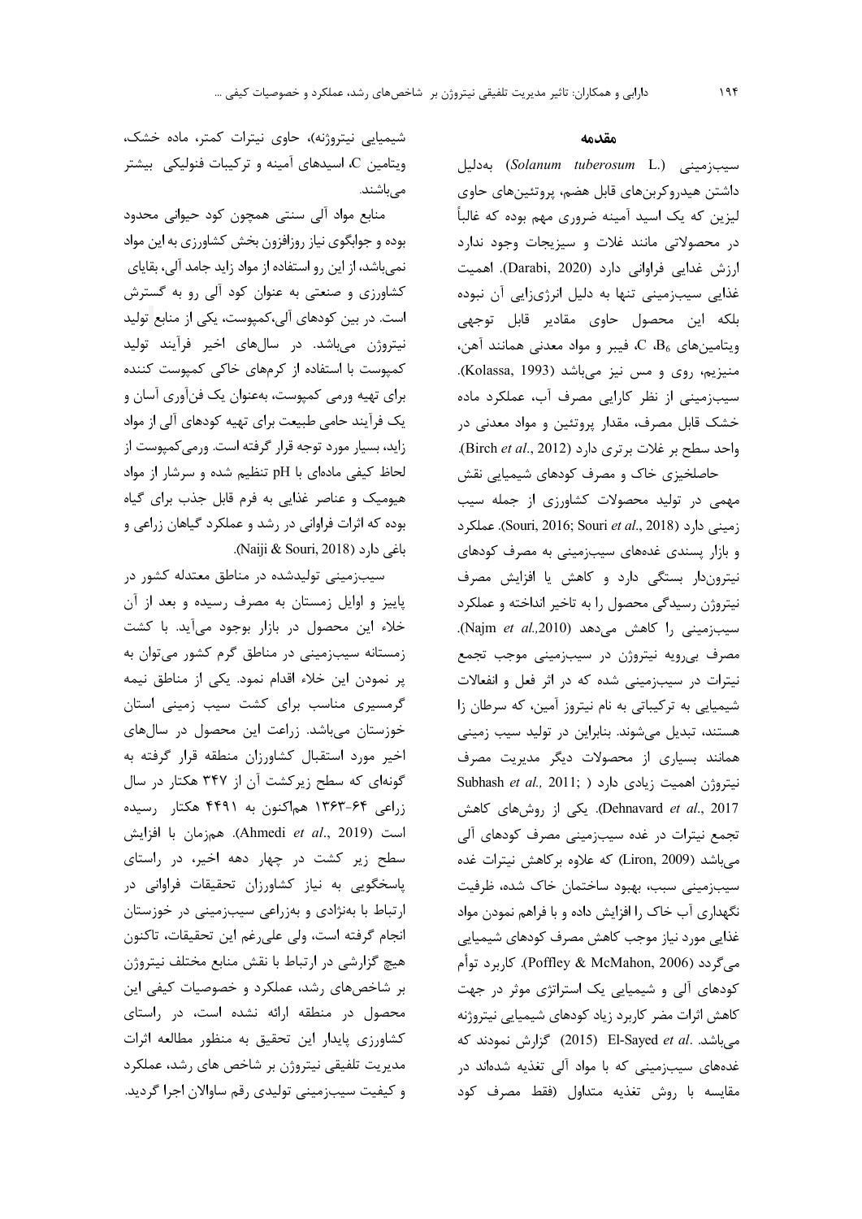## مقدمه

سیب‌زمینی (*Solanum tuberosum* L.) به‌دلیل داشتن هیدروکربن‌های قابل هضم، پروتئین‌های حاوی لیزین که یک اسید آمینه ضروری مهم بوده که غالباً در محصولاتی مانند غلات و سبزیجات وجود ندارد ارزش غذایی فراوانی دارد (Darabi, 2020). اهمیت غذایی سیب‌زمینی تنها به دلیل انرژی‌زایی آن نبوده بلکه این محصول حاوی مقادیر قابل توجهی ویتامین‌های C، $B_6$، فیبر و مواد معدنی همانند آهن، منیزیم، روی و مس نیز می‌باشد (Kolassa, 1993). سیب‌زمینی از نظر کارایی مصرف آب، عملکرد ماده خشک قابل مصرف، مقدار پروتئین و مواد معدنی در واحد سطح بر غلات برتری دارد (Birch *et al*., 2012).

حاصلخیزی خاک و مصرف کودهای شیمیایی نقش مهمی در تولید محصولات کشاورزی از جمله سیب زمینی دارد (Souri, 2016; Souri *et al*., 2018). عملکرد و بازار پسندی غده‌های سیب‌زمینی به مصرف کودهای نیتروژن‌دار بستگی دارد و کاهش یا افزایش مصرف نیتروژن رسیدگی محصول را به تاخیر انداخته و عملکرد سیب‌زمینی را کاهش می‌دهد (Najm *et al.*,2010). مصرف بی‌رویه نیتروژن در سیب‌زمینی موجب تجمع نیترات در سیب‌زمینی شده که در اثر فعل و انفعالات شیمیایی به ترکیباتی به نام نیتروز آمین، که سرطان زا هستند، تبدیل می‌شوند. بنابراین در تولید سیب زمینی همانند بسیاری از محصولات دیگر مدیریت مصرف نیتروژن اهمیت زیادی دارد (Subhash *et al.,* 2011; Dehnavard *et al*., 2017). یکی از روش‌های کاهش تجمع نیترات در غده سیب‌زمینی مصرف کودهای آلی می‌باشد (Liron, 2009) که علاوه برکاهش نیترات غده سیب‌زمینی سبب، بهبود ساختمان خاک شده، ظرفیت نگهداری آب خاک را افزایش داده و با فراهم نمودن مواد غذایی مورد نیاز موجب کاهش مصرف کودهای شیمیایی می‌گردد (Poffley & McMahon, 2006). کاربرد توأم کودهای آلی و شیمیایی یک استراتژی موثر در جهت کاهش اثرات مضر کاربرد زیاد کودهای شیمیایی نیتروژنه می‌باشد. El-Sayed *et al*. (2015) گزارش نمودند که غده‌های سیب‌زمینی که با مواد آلی تغذیه شده‌اند در مقایسه با روش تغذیه متداول (فقط مصرف کود شیمیایی نیتروژنه)، حاوی نیترات کمتر، ماده خشک، ویتامین C، اسیدهای آمینه و ترکیبات فنولیکی بیشتر می‌باشند.

منابع مواد آلی سنتی همچون کود حیوانی محدود بوده و جوابگوی نیاز روزافزون بخش کشاورزی به این مواد نمی‌باشد، از این رو استفاده از مواد زاید جامد آلی، بقایای کشاورزی و صنعتی به عنوان کود آلی رو به گسترش است. در بین کودهای آلی،کمپوست، یکی از منابع تولید نیتروژن می‌باشد. در سال‌های اخیر فرآیند تولید کمپوست با استفاده از کرم‌های خاکی کمپوست کننده برای تهیه ورمی کمپوست، به‌عنوان یک فن‌آوری آسان و یک فرآیند حامی طبیعت برای تهیه کودهای آلی از مواد زاید، بسیار مورد توجه قرار گرفته است. ورمی‌کمپوست از لحاظ کیفی ماده‌ای با pH تنظیم شده و سرشار از مواد هیومیک و عناصر غذایی به فرم قابل جذب برای گیاه بوده که اثرات فراوانی در رشد و عملکرد گیاهان زراعی و باغی دارد (Naiji & Souri, 2018).

سیب‌زمینی تولیدشده در مناطق معتدله کشور در پاییز و اوایل زمستان به مصرف رسیده و بعد از آن خلاء این محصول در بازار بوجود می‌آید. با کشت زمستانه سیب‌زمینی در مناطق گرم کشور می‌توان به پر نمودن این خلاء اقدام نمود. یکی از مناطق نیمه گرمسیری مناسب برای کشت سیب زمینی استان خوزستان می‌باشد. زراعت این محصول در سال‌های اخیر مورد استقبال کشاورزان منطقه قرار گرفته به گونه‌ای که سطح زیرکشت آن از ۳۴۷ هکتار در سال زراعی ۶۴-۱۳۶۳ هم‌اکنون به ۴۴۹۱ هکتار رسیده است (Ahmedi *et al*., 2019). هم‌زمان با افزایش سطح زیر کشت در چهار دهه اخیر، در راستای پاسخگویی به نیاز کشاورزان تحقیقات فراوانی در ارتباط با به‌نژادی و به‌زراعی سیب‌زمینی در خوزستان انجام گرفته است، ولی علی‌رغم این تحقیقات، تاکنون هیچ گزارشی در ارتباط با نقش منابع مختلف نیتروژن بر شاخص‌های رشد، عملکرد و خصوصیات کیفی این محصول در منطقه ارائه نشده است، در راستای کشاورزی پایدار این تحقیق به منظور مطالعه اثرات مدیریت تلفیقی نیتروژن بر شاخص های رشد، عملکرد و کیفیت سیب‌زمینی تولیدی رقم ساوالان اجرا گردید.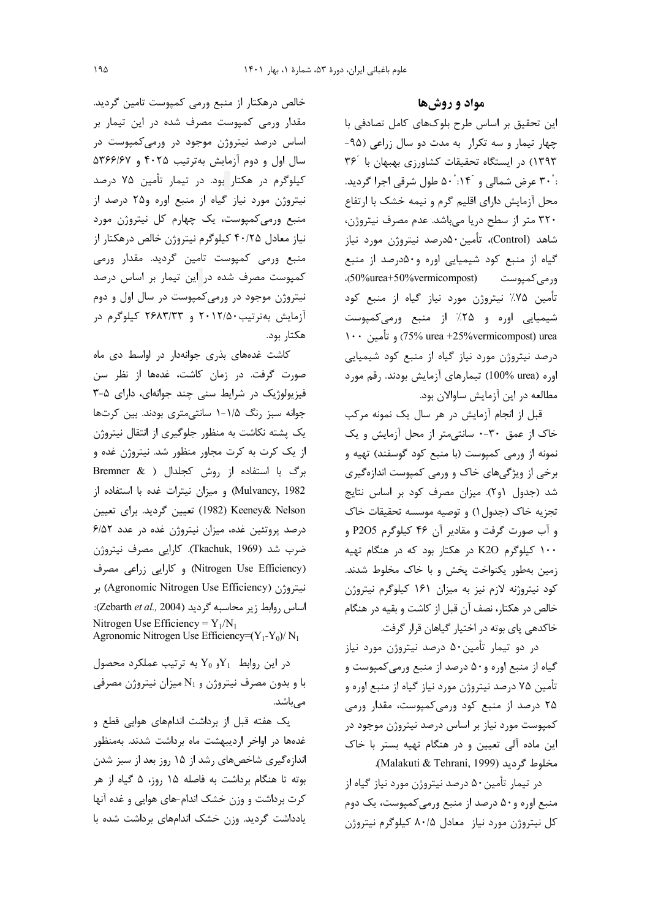## مواد و روش‌ها

این تحقیق بر اساس طرح بلوک‌های کامل تصادفی با چهار تیمار و سه تکرار به مدت دو سال زراعی (۹۵-۱۳۹۳) در ایستگاه تحقیقات کشاورزی بهبهان با ´۳۶ :˚۳۰ عرض شمالی و ´۱۴: ˚۵۰ طول شرقی اجرا گردید. محل آزمایش دارای اقلیم گرم و نیمه خشک با ارتفاع ۳۲۰ متر از سطح دریا می‌باشد. عدم مصرف نیتروژن، شاهد (Control)، تأمین ۵۰درصد نیتروژن مورد نیاز گیاه از منبع کود شیمیایی اوره و ۵۰درصد از منبع ورمی‌کمپوست (50%urea+50%vermicompost)، تأمین ۷۵٪ نیتروژن مورد نیاز گیاه از منبع کود شیمیایی اوره و ۲۵٪ از منبع ورمی‌کمپوست (75% urea +25%vermicompost) urea و تأمین ۱۰۰ درصد نیتروژن مورد نیاز گیاه از منبع کود شیمیایی اوره (100% urea) تیمارهای آزمایش بودند. رقم مورد مطالعه در این آزمایش ساوالان بود.

قبل از انجام آزمایش در هر سال یک نمونه مرکب خاک از عمق ۳۰-۰ سانتی‌متر از محل آزمایش و یک نمونه از ورمی کمپوست (با منبع کود گوسفند) تهیه و برخی از ویژگی‌های خاک و ورمی کمپوست اندازه‌گیری شد (جدول ۱و۲). میزان مصرف کود بر اساس نتایج تجزیه خاک (جدول۱) و توصیه موسسه تحقیقات خاک و آب صورت گرفت و مقادیر آن ۴۶ کیلوگرم P2O5 و ۱۰۰ کیلوگرم K2O در هکتار بود که در هنگام تهیه زمین به‌طور یکنواخت پخش و با خاک مخلوط شدند. کود نیتروژنه لازم نیز به میزان ۱۶۱ کیلوگرم نیتروژن خالص در هکتار، نصف آن قبل از کاشت و بقیه در هنگام خاکدهی پای بوته در اختیار گیاهان قرار گرفت.

در دو تیمار تأمین ۵۰ درصد نیتروژن مورد نیاز گیاه از منبع اوره و ۵۰ درصد از منبع ورمی‌کمپوست و تأمین ۷۵ درصد نیتروژن مورد نیاز گیاه از منبع اوره و ۲۵ درصد از منبع کود ورمی‌کمپوست، مقدار ورمی کمپوست مورد نیاز بر اساس درصد نیتروژن موجود در این ماده آلی تعیین و در هنگام تهیه بستر با خاک مخلوط گردید (Malakuti & Tehrani, 1999).

در تیمار تأمین ۵۰ درصد نیتروژن مورد نیاز گیاه از منبع اوره و ۵۰ درصد از منبع ورمی‌کمپوست، یک دوم کل نیتروژن مورد نیاز معادل ۸۰/۵ کیلوگرم نیتروژن خالص درهکتار از منبع ورمی کمپوست تامین گردید. مقدار ورمی کمپوست مصرف شده در این تیمار بر اساس درصد نیتروژن موجود در ورمی‌کمپوست در سال اول و دوم آزمایش به‌ترتیب ۴۰۲۵ و ۵۳۶۶/۶۷ کیلوگرم در هکتار بود. در تیمار تأمین ۷۵ درصد نیتروژن مورد نیاز گیاه از منبع اوره و۲۵ درصد از منبع ورمی‌کمپوست، یک چهارم کل نیتروژن مورد نیاز معادل ۴۰/۲۵ کیلوگرم نیتروژن خالص درهکتار از منبع ورمی کمپوست تامین گردید. مقدار ورمی کمپوست مصرف شده در این تیمار بر اساس درصد نیتروژن موجود در ورمی‌کمپوست در سال اول و دوم آزمایش به‌ترتیب۲۰۱۲/۵۰ و ۲۶۸۳/۳۳ کیلوگرم در هکتار بود.

کاشت غده‌های بذری جوانه‌دار در اواسط دی ماه صورت گرفت. در زمان کاشت، غده‌ها از نظر سن فیزیولوژیک در شرایط سنی چند جوانه‌ای، دارای ۵-۳ جوانه سبز رنگ ۱/۵-۱ سانتی‌متری بودند. بین کرت‌ها یک پشته نکاشت به منظور جلوگیری از انتقال نیتروژن از یک کرت به کرت مجاور منظور شد. نیتروژن غده و برگ با استفاده از روش کجلدال ( Bremner & Mulvancy, 1982) و میزان نیترات غده با استفاده از Keeney& Nelson (1982) تعیین گردید. برای تعیین درصد پروتئین غده، میزان نیتروژن غده در عدد ۶/۵۲ ضرب شد (Tkachuk, 1969). کارایی مصرف نیتروژن (Nitrogen Use Efficiency) و کارایی زراعی مصرف نیتروژن (Agronomic Nitrogen Use Efficiency) بر اساس روابط زیر محاسبه گردید (Zebarth *et al.,* 2004):

$$\text{Nitrogen Use Efficiency} = Y_1/N_1$$

$$\text{Agronomic Nitrogen Use Efficiency} = (Y_1-Y_0)/N_1$$

در این روابط $Y_1$ و $Y_0$ به ترتیب عملکرد محصول با و بدون مصرف نیتروژن و $N_1$ میزان نیتروژن مصرفی می‌باشد.

یک هفته قبل از برداشت اندام‌های هوایی قطع و غده‌ها در اواخر اردیبهشت ماه برداشت شدند. به‌منظور اندازه‌گیری شاخص‌های رشد از ۱۵ روز بعد از سبز شدن بوته تا هنگام برداشت به فاصله ۱۵ روز، ۵ گیاه از هر کرت برداشت و وزن خشک اندام-های هوایی و غده آنها یادداشت گردید. وزن خشک اندام‌های برداشت شده با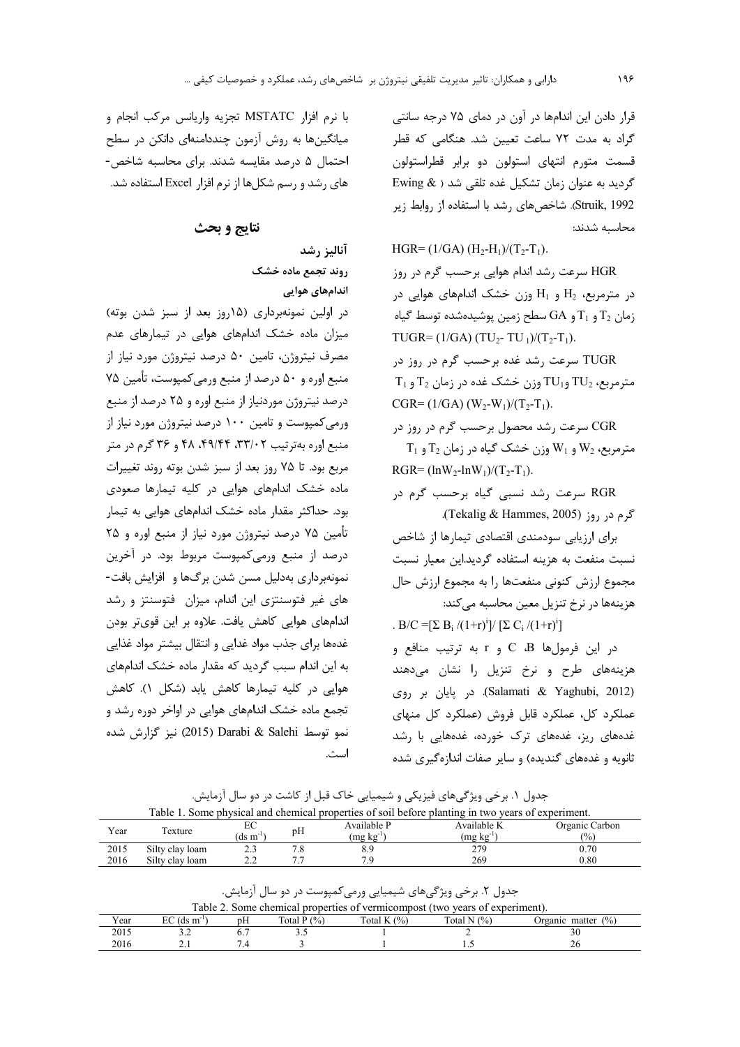قرار دادن این اندام‌ها در آون در دمای ۷۵ درجه سانتی گراد به مدت ۷۲ ساعت تعیین شد. هنگامی که قطر قسمت متورم انتهای استولون دو برابر قطراستولون گردید به عنوان زمان تشکیل غده تلقی شد ( Ewing & Struik, 1992). شاخص‌های رشد با استفاده از روابط زیر محاسبه شدند:

$$HGR= (1/GA)\ (H_2-H_1)/(T_2-T_1).$$

HGR سرعت رشد اندام هوایی برحسب گرم در روز در مترمربع، $H_2$ و $H_1$ وزن خشک اندام‌های هوایی در زمان $T_2$ و $T_1$ و GA سطح زمین پوشیده‌شده توسط گیاه

$$TUGR= (1/GA)\ (TU_2- TU_1)/(T_2-T_1).$$

TUGR سرعت رشد غده برحسب گرم در روز در مترمربع، $TU_2$ و $TU_1$ وزن خشک غده در زمان $T_2$ و $T_1$

$$CGR= (1/GA)\ (W_2-W_1)/(T_2-T_1).$$

CGR سرعت رشد محصول برحسب گرم در روز در مترمربع، $W_2$ و $W_1$ وزن خشک گیاه در زمان $T_2$ و $T_1$

$$RGR= (\ln W_2-\ln W_1)/(T_2-T_1).$$

RGR سرعت رشد نسبی گیاه برحسب گرم در گرم در روز (Tekalig & Hammes, 2005).

برای ارزیابی سودمندی اقتصادی تیمارها از شاخص نسبت منفعت به هزینه استفاده گردید.این معیار نسبت مجموع ارزش کنونی منفعت‌ها را به مجموع ارزش حال هزینه‌ها در نرخ تنزیل معین محاسبه می‌کند:

$$B/C =[\Sigma B_i /(1+r)^i]/ [\Sigma C_i /(1+r)^i]$$

در این فرمول‌ها B، C و r به ترتیب منافع و هزینه‌های طرح و نرخ تنزیل را نشان می‌دهند (Salamati & Yaghubi, 2012). در پایان بر روی عملکرد کل، عملکرد قابل فروش (عملکرد کل منهای غده‌های ریز، غده‌های ترک خورده، غده‌هایی با رشد ثانویه و غده‌های گندیده) و سایر صفات اندازه‌گیری شده با نرم افزار MSTATC تجزیه واریانس مرکب انجام و میانگین‌ها به روش آزمون چنددامنه‌ای دانکن در سطح احتمال ۵ درصد مقایسه شدند. برای محاسبه شاخص‌های رشد و رسم شکل‌ها از نرم افزار Excel استفاده شد.

## نتایج و بحث

### آنالیز رشد

#### روند تجمع ماده خشک

##### اندام‌های هوایی

در اولین نمونه‌برداری (۱۵روز بعد از سبز شدن بوته) میزان ماده خشک اندام‌های هوایی در تیمارهای عدم مصرف نیتروژن، تامین ۵۰ درصد نیتروژن مورد نیاز از منبع اوره و ۵۰ درصد از منبع ورمی‌کمپوست، تأمین ۷۵ درصد نیتروژن موردنیاز از منبع اوره و ۲۵ درصد از منبع ورمی‌کمپوست و تامین ۱۰۰ درصد نیتروژن مورد نیاز از منبع اوره به‌ترتیب ۳۳/۰۲، ۴۹/۴۴، ۴۸ و ۳۶ گرم در متر مربع بود. تا ۷۵ روز بعد از سبز شدن بوته روند تغییرات ماده خشک اندام‌های هوایی در کلیه تیمارها صعودی بود. حداکثر مقدار ماده خشک اندام‌های هوایی به تیمار تأمین ۷۵ درصد نیتروژن مورد نیاز از منبع اوره و ۲۵ درصد از منبع ورمی‌کمپوست مربوط بود. در آخرین نمونه‌برداری به‌دلیل مسن شدن برگ‌ها و افزایش بافت‌های غیر فتوسنتزی این اندام، میزان فتوسنتز و رشد اندام‌های هوایی کاهش یافت. علاوه بر این قوی‌تر بودن غده‌ها برای جذب مواد غذایی و انتقال بیشتر مواد غذایی به این اندام سبب گردید که مقدار ماده خشک اندام‌های هوایی در کلیه تیمارها کاهش یابد (شکل ۱). کاهش تجمع ماده خشک اندام‌های هوایی در اواخر دوره رشد و نمو توسط Darabi & Salehi (2015) نیز گزارش شده است.

جدول ۱. برخی ویژگی‌های فیزیکی و شیمیایی خاک قبل از کاشت در دو سال آزمایش.

Table 1. Some physical and chemical properties of soil before planting in two years of experiment.

| Year | Texture | EC ($ds\ m^{-1}$) | pH | Available P ($mg\ kg^{-1}$) | Available K ($mg\ kg^{-1}$) | Organic Carbon (%) |
|---|---|---|---|---|---|---|
| 2015 | Silty clay loam | 2.3 | 7.8 | 8.9 | 279 | 0.70 |
| 2016 | Silty clay loam | 2.2 | 7.7 | 7.9 | 269 | 0.80 |

جدول ۲. برخی ویژگی‌های شیمیایی ورمی‌کمپوست در دو سال آزمایش.

Table 2. Some chemical properties of vermicompost (two years of experiment).

| Year | EC ($ds\ m^{-1}$) | pH | Total P (%) | Total K (%) | Total N (%) | Organic matter (%) |
|---|---|---|---|---|---|---|
| 2015 | 3.2 | 6.7 | 3.5 | 1 | 2 | 30 |
| 2016 | 2.1 | 7.4 | 3 | 1 | 1.5 | 26 |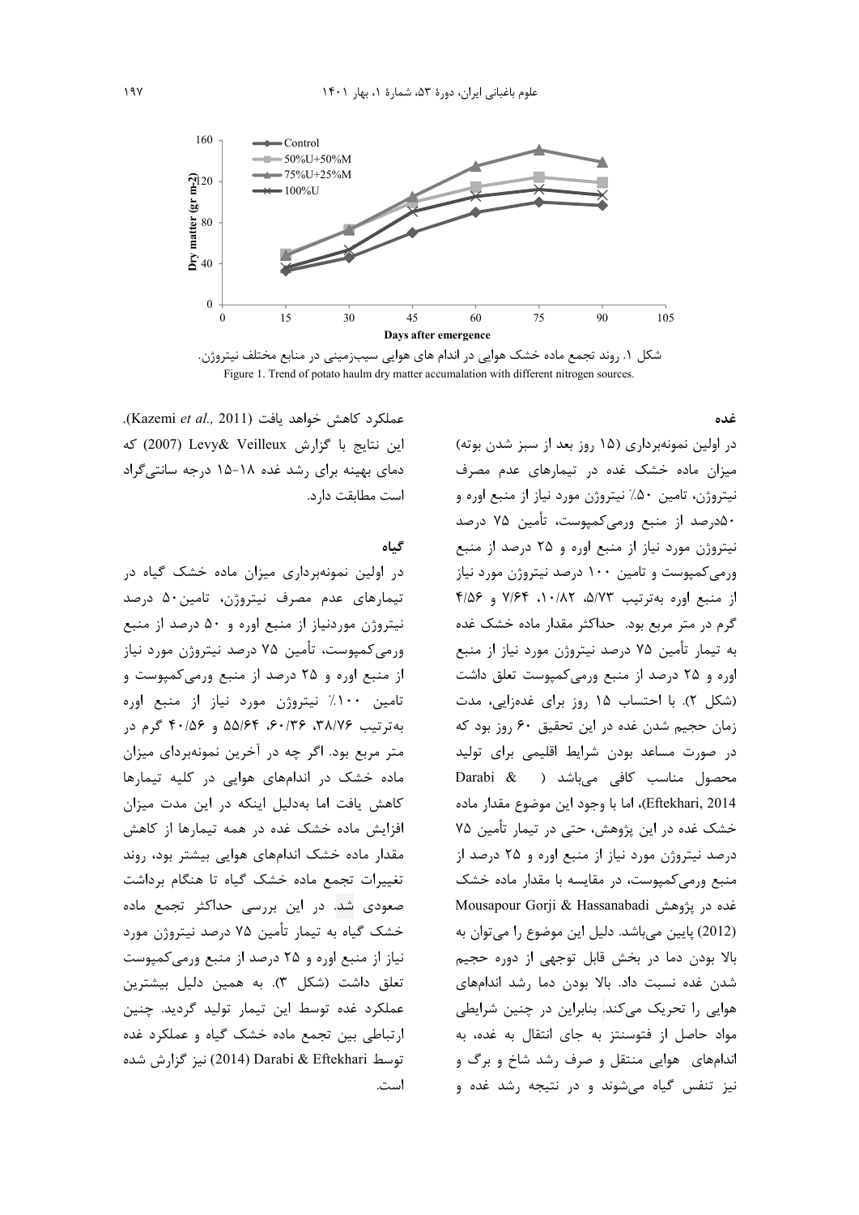شکل ۱. روند تجمع ماده خشک هوایی در اندام های هوایی سیب‌زمینی در منابع مختلف نیتروژن.
Figure 1. Trend of potato haulm dry matter accumalation with different nitrogen sources.

### غده

در اولین نمونه‌برداری (۱۵ روز بعد از سبز شدن بوته) میزان ماده خشک غده در تیمارهای عدم مصرف نیتروژن، تامین ۵۰٪ نیتروژن مورد نیاز از منبع اوره و ۵۰درصد از منبع ورمی‌کمپوست، تأمین ۷۵ درصد نیتروژن مورد نیاز از منبع اوره و ۲۵ درصد از منبع ورمی‌کمپوست و تامین ۱۰۰ درصد نیتروژن مورد نیاز از منبع اوره به‌ترتیب ۵/۷۳، ۱۰/۸۲، ۷/۶۴ و ۴/۵۶ گرم در متر مربع بود. حداکثر مقدار ماده خشک غده به تیمار تأمین ۷۵ درصد نیتروژن مورد نیاز از منبع اوره و ۲۵ درصد از منبع ورمی‌کمپوست تعلق داشت (شکل ۲). با احتساب ۱۵ روز برای غده‌زایی، مدت زمان حجیم شدن غده در این تحقیق ۶۰ روز بود که در صورت مساعد بودن شرایط اقلیمی برای تولید محصول مناسب کافی می‌باشد (Darabi & Eftekhari, 2014)، اما با وجود این موضوع مقدار ماده خشک غده در این پژوهش، حتی در تیمار تأمین ۷۵ درصد نیتروژن مورد نیاز از منبع اوره و ۲۵ درصد از منبع ورمی‌کمپوست، در مقایسه با مقدار ماده خشک غده در پژوهش Mousapour Gorji & Hassanabadi (2012) پایین می‌باشد. دلیل این موضوع را می‌توان به بالا بودن دما در بخش قابل توجهی از دوره حجیم شدن غده نسبت داد. بالا بودن دما رشد اندام‌های هوایی را تحریک می‌کند. بنابراین در چنین شرایطی مواد حاصل از فتوسنتز به جای انتقال به غده، به اندام‌های هوایی منتقل و صرف رشد شاخ و برگ و نیز تنفس گیاه می‌شوند و در نتیجه رشد غده و عملکرد کاهش خواهد یافت (Kazemi *et al.,* 2011). این نتایج با گزارش Levy& Veilleux (2007) که دمای بهینه برای رشد غده ۱۸-۱۵ درجه سانتی‌گراد است مطابقت دارد.

### گیاه

در اولین نمونه‌برداری میزان ماده خشک گیاه در تیمارهای عدم مصرف نیتروژن، تامین۵۰ درصد نیتروژن موردنیاز از منبع اوره و ۵۰ درصد از منبع ورمی‌کمپوست، تأمین ۷۵ درصد نیتروژن مورد نیاز از منبع اوره و ۲۵ درصد از منبع ورمی‌کمپوست و تامین ۱۰۰٪ نیتروژن مورد نیاز از منبع اوره به‌ترتیب ۳۸/۷۶، ۶۰/۳۶، ۵۵/۶۴ و ۴۰/۵۶ گرم در متر مربع بود. اگر چه در آخرین نمونه‌بردای میزان ماده خشک در اندام‌های هوایی در کلیه تیمارها کاهش یافت اما به‌دلیل اینکه در این مدت میزان افزایش ماده خشک غده در همه تیمارها از کاهش مقدار ماده خشک اندام‌های هوایی بیشتر بود، روند تغییرات تجمع ماده خشک گیاه تا هنگام برداشت صعودی شد. در این بررسی حداکثر تجمع ماده خشک گیاه به تیمار تأمین ۷۵ درصد نیتروژن مورد نیاز از منبع اوره و ۲۵ درصد از منبع ورمی‌کمپوست تعلق داشت (شکل ۳). به همین دلیل بیشترین عملکرد غده توسط این تیمار تولید گردید. چنین ارتباطی بین تجمع ماده خشک گیاه و عملکرد غده توسط Darabi & Eftekhari (2014) نیز گزارش شده است.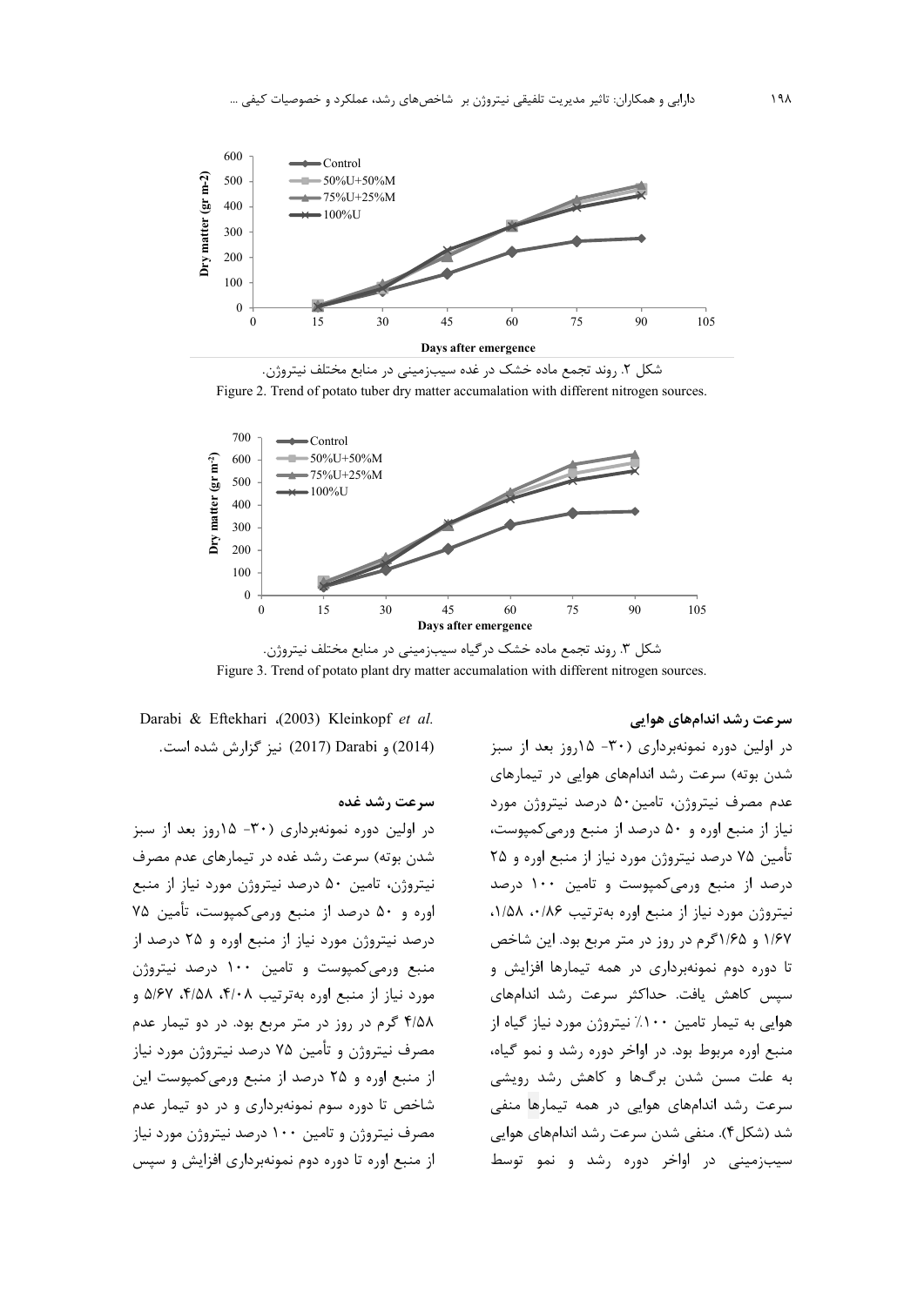شکل ۲. روند تجمع ماده خشک در غده سیب‌زمینی در منابع مختلف نیتروژن.

Figure 2. Trend of potato tuber dry matter accumalation with different nitrogen sources.

شکل ۳. روند تجمع ماده خشک درگیاه سیب‌زمینی در منابع مختلف نیتروژن.

Figure 3. Trend of potato plant dry matter accumalation with different nitrogen sources.

### سرعت رشد اندام‌های هوایی

در اولین دوره نمونه‌برداری (۳۰- ۱۵روز بعد از سبز شدن بوته) سرعت رشد اندام‌های هوایی در تیمارهای عدم مصرف نیتروژن، تامین۵۰ درصد نیتروژن مورد نیاز از منبع اوره و ۵۰ درصد از منبع ورمی‌کمپوست، تأمین ۷۵ درصد نیتروژن مورد نیاز از منبع اوره و ۲۵ درصد از منبع ورمی‌کمپوست و تامین ۱۰۰ درصد نیتروژن مورد نیاز از منبع اوره به‌ترتیب ۰/۸۶، ۱/۵۸، ۱/۶۷ و ۱/۶۵گرم در روز در متر مربع بود. این شاخص تا دوره دوم نمونه‌برداری در همه تیمارها افزایش و سپس کاهش یافت. حداکثر سرعت رشد اندام‌های هوایی به تیمار تامین ۱۰۰٪ نیتروژن مورد نیاز گیاه از منبع اوره مربوط بود. در اواخر دوره رشد و نمو گیاه، به علت مسن شدن برگ‌ها و کاهش رشد رویشی سرعت رشد اندام‌های هوایی در همه تیمارها منفی شد (شکل۴). منفی شدن سرعت رشد اندام‌های هوایی سیب‌زمینی در اواخر دوره رشد و نمو توسط Kleinkopf *et al.* (2003)، Darabi & Eftekhari (2014) و Darabi (2017) نیز گزارش شده است.

### سرعت رشد غده

در اولین دوره نمونه‌برداری (۳۰- ۱۵روز بعد از سبز شدن بوته) سرعت رشد غده در تیمارهای عدم مصرف نیتروژن، تامین ۵۰ درصد نیتروژن مورد نیاز از منبع اوره و ۵۰ درصد از منبع ورمی‌کمپوست، تأمین ۷۵ درصد نیتروژن مورد نیاز از منبع اوره و ۲۵ درصد از منبع ورمی‌کمپوست و تامین ۱۰۰ درصد نیتروژن مورد نیاز از منبع اوره به‌ترتیب ۴/۰۸، ۴/۵۸، ۵/۶۷ و ۴/۵۸ گرم در روز در متر مربع بود. در دو تیمار عدم مصرف نیتروژن و تأمین ۷۵ درصد نیتروژن مورد نیاز از منبع اوره و ۲۵ درصد از منبع ورمی‌کمپوست این شاخص تا دوره سوم نمونه‌برداری و در دو تیمار عدم مصرف نیتروژن و تامین ۱۰۰ درصد نیتروژن مورد نیاز از منبع اوره تا دوره دوم نمونه‌برداری افزایش و سپس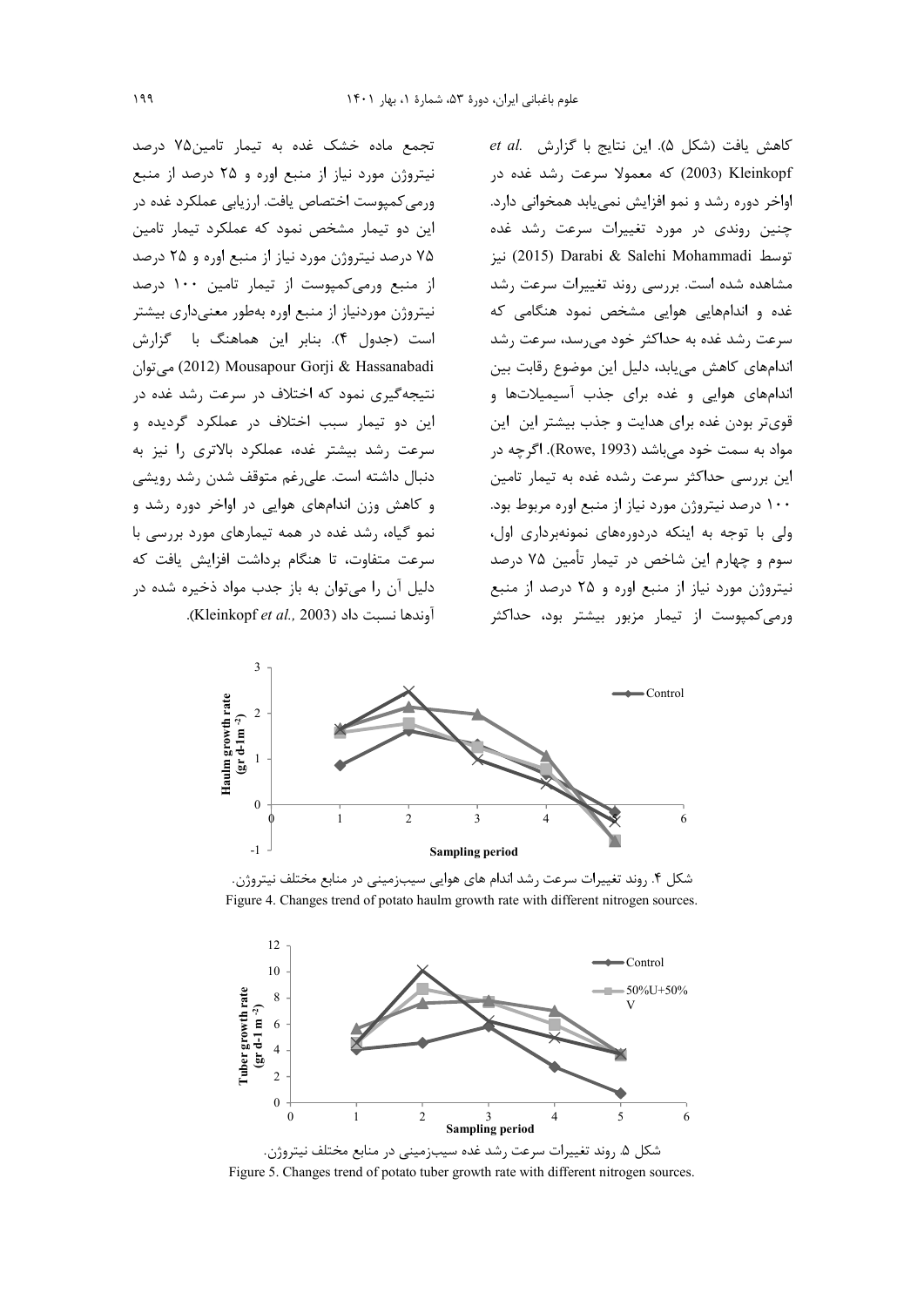کاهش یافت (شکل ۵). این نتایج با گزارش *et al.* Kleinkopf (2003) که معمولا سرعت رشد غده در اواخر دوره رشد و نمو افزایش نمی‌یابد همخوانی دارد. چنین روندی در مورد تغییرات سرعت رشد غده توسط Darabi & Salehi Mohammadi (2015) نیز مشاهده شده است. بررسی روند تغییرات سرعت رشد غده و اندام‌هایی هوایی مشخص نمود هنگامی که سرعت رشد غده به حداکثر خود می‌رسد، سرعت رشد اندام‌های کاهش می‌یابد، دلیل این موضوع رقابت بین اندام‌های هوایی و غده برای جذب آسیمیلات‌ها و قوی‌تر بودن غده برای هدایت و جذب بیشتر این این مواد به سمت خود می‌باشد (Rowe, 1993). اگرچه در این بررسی حداکثر سرعت رشده غده به تیمار تامین ۱۰۰ درصد نیتروژن مورد نیاز از منبع اوره مربوط بود. ولی با توجه به اینکه دردوره‌های نمونه‌برداری اول، سوم و چهارم این شاخص در تیمار تأمین ۷۵ درصد نیتروژن مورد نیاز از منبع اوره و ۲۵ درصد از منبع ورمی‌کمپوست از تیمار مزبور بیشتر بود، حداکثر تجمع ماده خشک غده به تیمار تامین۷۵ درصد نیتروژن مورد نیاز از منبع اوره و ۲۵ درصد از منبع ورمی‌کمپوست اختصاص یافت. ارزیابی عملکرد غده در این دو تیمار مشخص نمود که عملکرد تیمار تامین ۷۵ درصد نیتروژن مورد نیاز از منبع اوره و ۲۵ درصد از منبع ورمی‌کمپوست از تیمار تامین ۱۰۰ درصد نیتروژن موردنیاز از منبع اوره به‌طور معنی‌داری بیشتر است (جدول ۴). بنابر این هماهنگ با گزارش Mousapour Gorji & Hassanabadi (2012) می‌توان نتیجه‌گیری نمود که اختلاف در سرعت رشد غده در این دو تیمار سبب اختلاف در عملکرد گردیده و سرعت رشد بیشتر غده، عملکرد بالاتری را نیز به دنبال داشته است. علی‌رغم متوقف شدن رشد رویشی و کاهش وزن اندام‌های هوایی در اواخر دوره رشد و نمو گیاه، رشد غده در همه تیمارهای مورد بررسی با سرعت متفاوت، تا هنگام برداشت افزایش یافت که دلیل آن را می‌توان به باز جذب مواد ذخیره شده در آوندها نسبت داد (Kleinkopf *et al.,* 2003).

شکل ۴. روند تغییرات سرعت رشد اندام های هوایی سیب‌زمینی در منابع مختلف نیتروژن.

Figure 4. Changes trend of potato haulm growth rate with different nitrogen sources.

شکل ۵. روند تغییرات سرعت رشد غده سیب‌زمینی در منابع مختلف نیتروژن.

Figure 5. Changes trend of potato tuber growth rate with different nitrogen sources.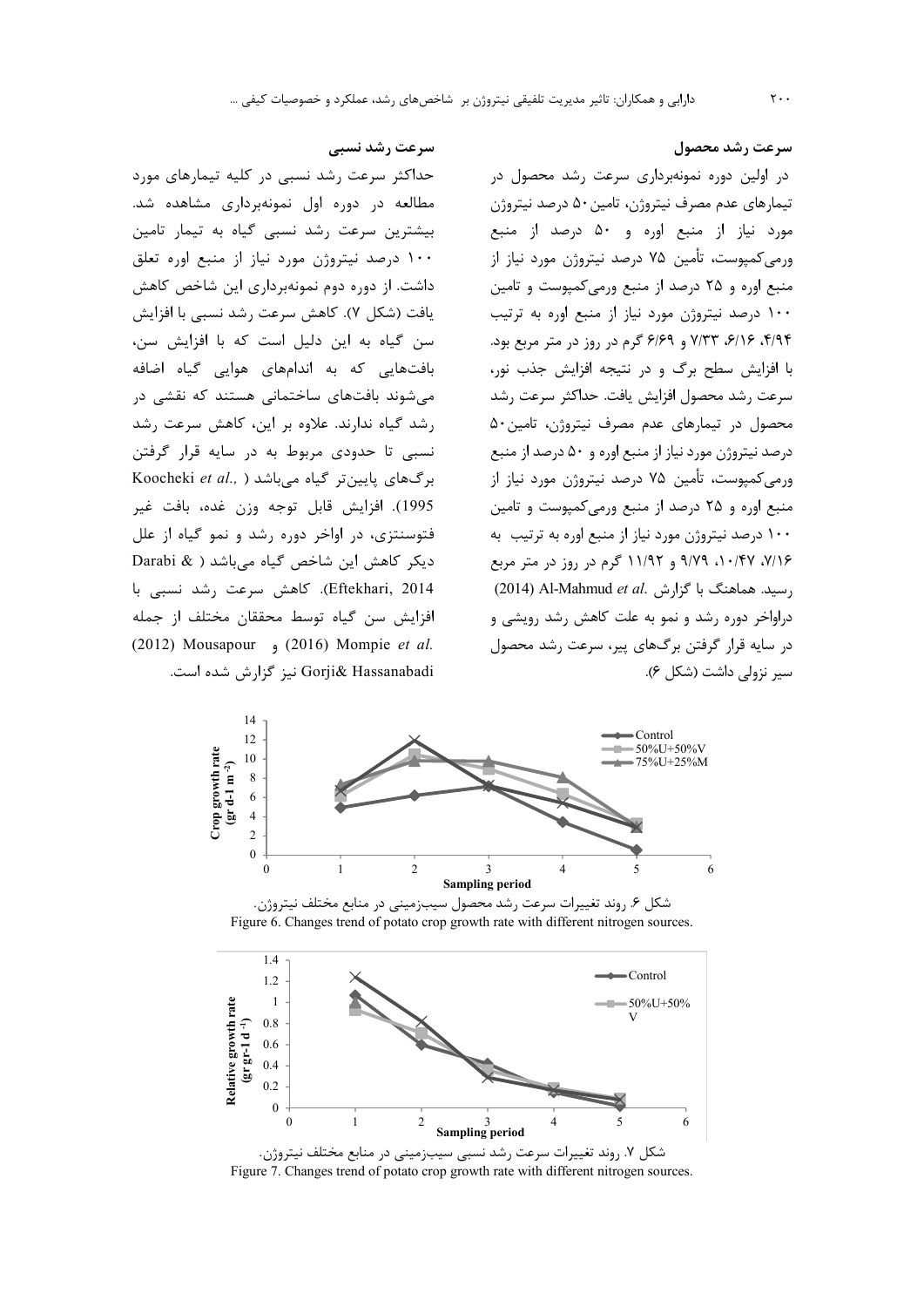### سرعت رشد محصول

در اولین دوره نمونه‌برداری سرعت رشد محصول در تیمارهای عدم مصرف نیتروژن، تامین ۵۰ درصد نیتروژن مورد نیاز از منبع اوره و ۵۰ درصد از منبع ورمی‌کمپوست، تأمین ۷۵ درصد نیتروژن مورد نیاز از منبع اوره و ۲۵ درصد از منبع ورمی‌کمپوست و تامین ۱۰۰ درصد نیتروژن مورد نیاز از منبع اوره به ترتیب ۴/۹۴، ۶/۱۶، ۷/۳۳ و ۶/۶۹ گرم در روز در متر مربع بود. با افزایش سطح برگ و در نتیجه افزایش جذب نور، سرعت رشد محصول افزایش یافت. حداکثر سرعت رشد محصول در تیمارهای عدم مصرف نیتروژن، تامین ۵۰ درصد نیتروژن مورد نیاز از منبع اوره و ۵۰ درصد از منبع ورمی‌کمپوست، تأمین ۷۵ درصد نیتروژن مورد نیاز از منبع اوره و ۲۵ درصد از منبع ورمی‌کمپوست و تامین ۱۰۰ درصد نیتروژن مورد نیاز از منبع اوره به ترتیب به ۷/۱۶، ۱۰/۴۷، ۹/۷۹ و ۱۱/۹۲ گرم در روز در متر مربع رسید. هماهنگ با گزارش Al-Mahmud *et al.* (2014) دراواخر دوره رشد و نمو به علت کاهش رشد رویشی و در سایه قرار گرفتن برگ‌های پیر، سرعت رشد محصول سیر نزولی داشت (شکل ۶).

### سرعت رشد نسبی

حداکثر سرعت رشد نسبی در کلیه تیمارهای مورد مطالعه در دوره اول نمونه‌برداری مشاهده شد. بیشترین سرعت رشد نسبی گیاه به تیمار تامین ۱۰۰ درصد نیتروژن مورد نیاز از منبع اوره تعلق داشت. از دوره دوم نمونه‌برداری این شاخص کاهش یافت (شکل ۷). کاهش سرعت رشد نسبی با افزایش سن گیاه به این دلیل است که با افزایش سن، بافت‌هایی که به اندام‌های هوایی گیاه اضافه می‌شوند بافت‌های ساختمانی هستند که نقشی در رشد گیاه ندارند. علاوه بر این، کاهش سرعت رشد نسبی تا حدودی مربوط به در سایه قرار گرفتن برگ‌های پایین‌تر گیاه می‌باشد (Koocheki *et al.,* 1995). افزایش قابل توجه وزن غده، بافت غیر فتوسنتزی، در اواخر دوره رشد و نمو گیاه از علل دیگر کاهش این شاخص گیاه می‌باشد (Darabi & Eftekhari, 2014). کاهش سرعت رشد نسبی با افزایش سن گیاه توسط محققان مختلف از جمله Mompie *et al.* (2016) و Mousapour (2012) Gorji& Hassanabadi نیز گزارش شده است.

شکل ۶. روند تغییرات سرعت رشد محصول سیب‌زمینی در منابع مختلف نیتروژن.

Figure 6. Changes trend of potato crop growth rate with different nitrogen sources.

شکل ۷. روند تغییرات سرعت رشد نسبی سیب‌زمینی در منابع مختلف نیتروژن.

Figure 7. Changes trend of potato crop growth rate with different nitrogen sources.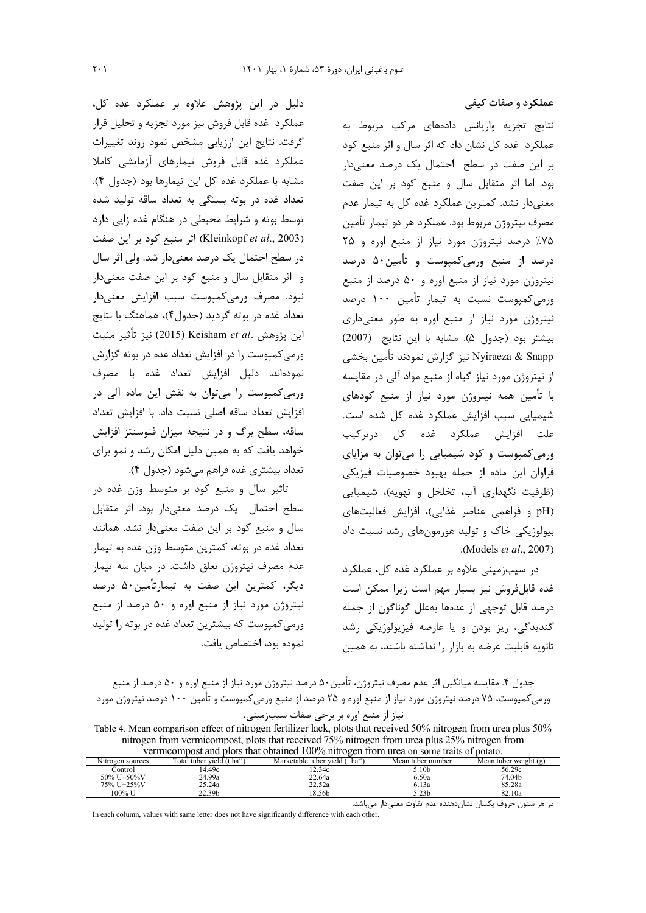### عملکرد و صفات کیفی

نتایج تجزیه واریانس داده‌های مرکب مربوط به عملکرد غده کل نشان داد که اثر سال و اثر منبع کود بر این صفت در سطح احتمال یک درصد معنی‌دار بود. اما اثر متقابل سال و منبع کود بر این صفت معنی‌دار نشد. کمترین عملکرد غده کل به تیمار عدم مصرف نیتروژن مربوط بود. عملکرد هر دو تیمار تأمین ۷۵٪ درصد نیتروژن مورد نیاز از منبع اوره و ۲۵ درصد از منبع ورمی‌کمپوست و تأمین ۵۰ درصد نیتروژن مورد نیاز از منبع اوره و ۵۰ درصد از منبع ورمی‌کمپوست نسبت به تیمار تأمین ۱۰۰ درصد نیتروژن مورد نیاز از منبع اوره به طور معنی‌داری بیشتر بود (جدول ۵). مشابه با این نتایج Nyiraeza & Snapp (2007) نیز گزارش نمودند تأمین بخشی از نیتروژن مورد نیاز گیاه از منبع مواد آلی در مقایسه با تأمین همه نیتروژن مورد نیاز از منبع کودهای شیمیایی سبب افزایش عملکرد غده کل شده است. علت افزایش عملکرد غده کل درترکیب ورمی‌کمپوست و کود شیمیایی را می‌توان به مزایای فراوان این ماده از جمله بهبود خصوصیات فیزیکی (ظرفیت نگهداری آب، تخلخل و تهویه)، شیمیایی (pH و فراهمی عناصر غذایی)، افزایش فعالیت‌های بیولوژیکی خاک و تولید هورمون‌های رشد نسبت داد (Models *et al*., 2007).

در سیب‌زمینی علاوه بر عملکرد غده کل، عملکرد غده قابل‌فروش نیز بسیار مهم است زیرا ممکن است درصد قابل توجهی از غده‌ها به‌علل گوناگون از جمله گندیدگی، ریز بودن و یا عارضه فیزیولوژیکی رشد ثانویه قابلیت عرضه به بازار را نداشته باشند، به همین دلیل در این پژوهش علاوه بر عملکرد غده کل، عملکرد غده قابل فروش نیز مورد تجزیه و تحلیل قرار گرفت. نتایج این ارزیابی مشخص نمود روند تغییرات عملکرد غده قابل فروش تیمارهای آزمایشی کاملا مشابه با عملکرد غده کل این تیمارها بود (جدول ۴). تعداد غده در بوته بستگی به تعداد ساقه تولید شده توسط بوته و شرایط محیطی در هنگام غده زایی دارد (Kleinkopf *et al*., 2003) اثر منبع کود بر این صفت در سطح احتمال یک درصد معنی‌دار شد. ولی اثر سال و اثر متقابل سال و منبع کود بر این صفت معنی‌دار نبود. مصرف ورمی‌کمپوست سبب افزایش معنی‌دار تعداد غده در بوته گردید (جدول۴)، هماهنگ با نتایج این پژوهش Keisham *et al*. (2015) نیز تأثیر مثبت ورمی‌کمپوست را در افزایش تعداد غده در بوته گزارش نموده‌اند. دلیل افزایش تعداد غده با مصرف ورمی‌کمپوست را می‌توان به نقش این ماده آلی در افزایش تعداد ساقه اصلی نسبت داد. با افزایش تعداد ساقه، سطح برگ و در نتیجه میزان فتوسنتز افزایش خواهد یافت که به همین دلیل امکان رشد و نمو برای تعداد بیشتری غده فراهم می‌شود (جدول ۴).

تاثیر سال و منبع کود بر متوسط وزن غده در سطح احتمال یک درصد معنی‌دار بود. اثر متقابل سال و منبع کود بر این صفت معنی‌دار نشد. همانند تعداد غده در بوته، کمترین متوسط وزن غده به تیمار عدم مصرف نیتروژن تعلق داشت. در میان سه تیمار دیگر، کمترین این صفت به تیمارتأمین ۵۰ درصد نیتروژن مورد نیاز از منبع اوره و ۵۰ درصد از منبع ورمی‌کمپوست که بیشترین تعداد غده در بوته را تولید نموده بود، اختصاص یافت.

جدول ۴. مقایسه میانگین اثر عدم مصرف نیتروژن، تأمین ۵۰ درصد نیتروژن مورد نیاز از منبع اوره و ۵۰ درصد از منبع ورمی‌کمپوست، ۷۵ درصد نیتروژن مورد نیاز از منبع اوره و ۲۵ درصد از منبع ورمی‌کمپوست و تأمین ۱۰۰ درصد نیتروژن مورد نیاز از منبع اوره بر برخی صفات سیب‌زمینی.

Table 4. Mean comparison effect of nitrogen fertilizer lack, plots that received 50% nitrogen from urea plus 50% nitrogen from vermicompost, plots that received 75% nitrogen from urea plus 25% nitrogen from vermicompost and plots that obtained 100% nitrogen from urea on some traits of potato.

| Nitrogen sources | Total tuber yield (t $ha^{-1}$) | Marketable tuber yield (t $ha^{-1}$) | Mean tuber number | Mean tuber weight (g) |
|---|---|---|---|---|
| Control | 14.49c | 12.34c | 5.10b | 56.29c |
| 50% U+50%V | 24.99a | 22.64a | 6.50a | 74.04b |
| 75% U+25%V | 25.24a | 22.52a | 6.13a | 85.28a |
| 100% U | 22.39b | 18.56b | 5.23b | 82.10a |

در هر ستون حروف یکسان نشان‌دهنده عدم تفاوت معنی‌دار می‌باشد.

In each column, values with same letter does not have significantly difference with each other.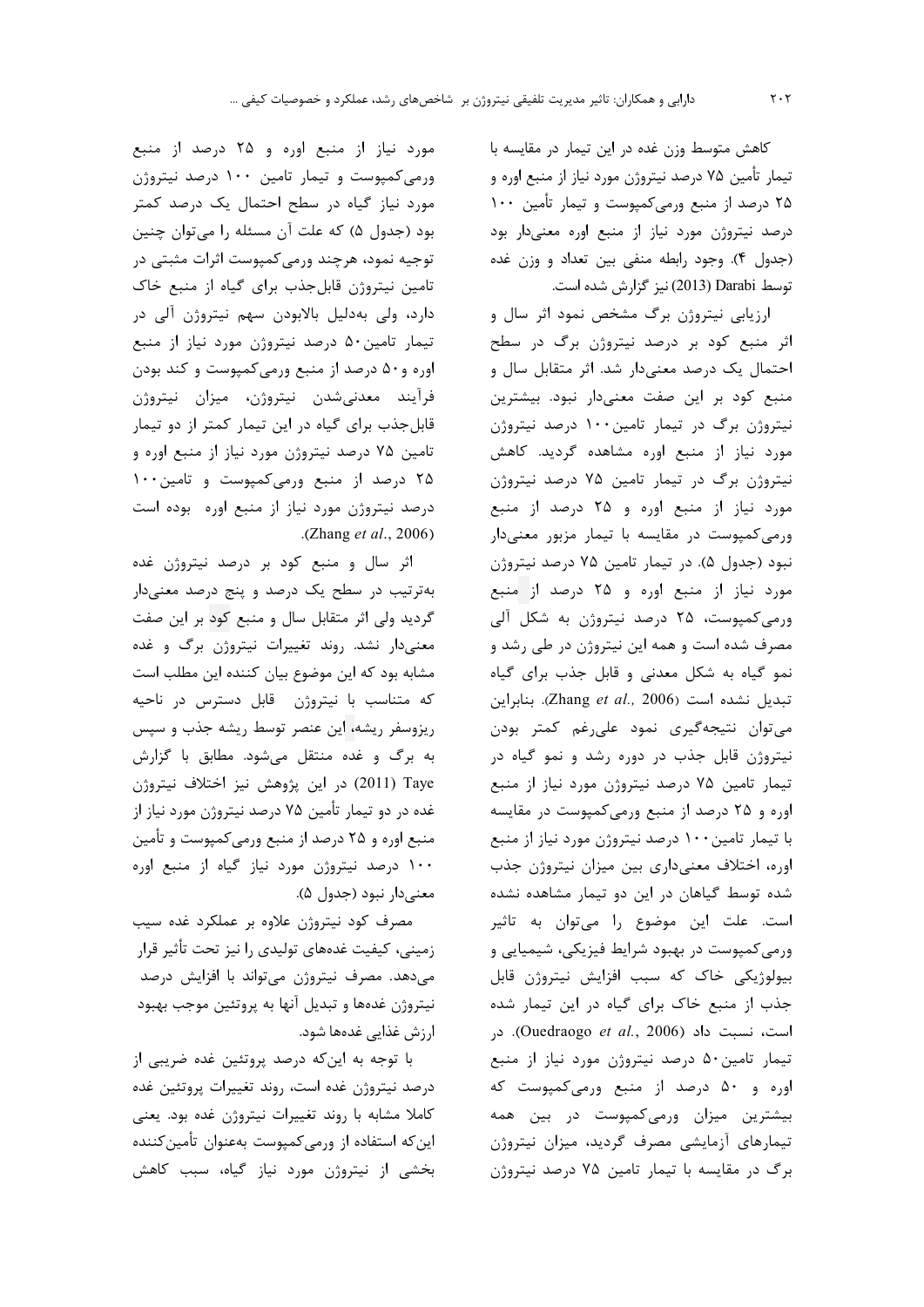کاهش متوسط وزن غده در این تیمار در مقایسه با تیمار تأمین ۷۵ درصد نیتروژن مورد نیاز از منبع اوره و ۲۵ درصد از منبع ورمی‌کمپوست و تیمار تأمین ۱۰۰ درصد نیتروژن مورد نیاز از منبع اوره معنی‌دار بود (جدول ۴). وجود رابطه منفی بین تعداد و وزن غده توسط Darabi (2013) نیز گزارش شده است.

ارزیابی نیتروژن برگ مشخص نمود اثر سال و اثر منبع کود بر درصد نیتروژن برگ در سطح احتمال یک درصد معنی‌دار شد. اثر متقابل سال و منبع کود بر این صفت معنی‌دار نبود. بیشترین نیتروژن برگ در تیمار تامین ۱۰۰ درصد نیتروژن مورد نیاز از منبع اوره مشاهده گردید. کاهش نیتروژن برگ در تیمار تامین ۷۵ درصد نیتروژن مورد نیاز از منبع اوره و ۲۵ درصد از منبع ورمی‌کمپوست در مقایسه با تیمار مزبور معنی‌دار نبود (جدول ۵). در تیمار تامین ۷۵ درصد نیتروژن مورد نیاز از منبع اوره و ۲۵ درصد از منبع ورمی‌کمپوست، ۲۵ درصد نیتروژن به شکل آلی مصرف شده است و همه این نیتروژن در طی رشد و نمو گیاه به شکل معدنی و قابل جذب برای گیاه تبدیل نشده است (Zhang *et al.*, 2006). بنابراین می‌توان نتیجه‌گیری نمود علی‌رغم کمتر بودن نیتروژن قابل جذب در دوره رشد و نمو گیاه در تیمار تامین ۷۵ درصد نیتروژن مورد نیاز از منبع اوره و ۲۵ درصد از منبع ورمی‌کمپوست در مقایسه با تیمار تامین ۱۰۰ درصد نیتروژن مورد نیاز از منبع اوره، اختلاف معنی‌داری بین میزان نیتروژن جذب شده توسط گیاهان در این دو تیمار مشاهده نشده است. علت این موضوع را می‌توان به تاثیر ورمی‌کمپوست در بهبود شرایط فیزیکی، شیمیایی و بیولوژیکی خاک که سبب افزایش نیتروژن قابل جذب از منبع خاک برای گیاه در این تیمار شده است، نسبت داد (Ouedraogo *et al.*, 2006). در تیمار تامین ۵۰ درصد نیتروژن مورد نیاز از منبع اوره و ۵۰ درصد از منبع ورمی‌کمپوست که بیشترین میزان ورمی‌کمپوست در بین همه تیمارهای آزمایشی مصرف گردید، میزان نیتروژن برگ در مقایسه با تیمار تامین ۷۵ درصد نیتروژن مورد نیاز از منبع اوره و ۲۵ درصد از منبع ورمی‌کمپوست و تیمار تامین ۱۰۰ درصد نیتروژن مورد نیاز گیاه در سطح احتمال یک درصد کمتر بود (جدول ۵) که علت آن مسئله را می‌توان چنین توجیه نمود، هرچند ورمی‌کمپوست اثرات مثبتی در تامین نیتروژن قابل‌جذب برای گیاه از منبع خاک دارد، ولی به‌دلیل بالابودن سهم نیتروژن آلی در تیمار تامین ۵۰ درصد نیتروژن مورد نیاز از منبع اوره و ۵۰ درصد از منبع ورمی‌کمپوست و کند بودن فرآیند معدنی‌شدن نیتروژن، میزان نیتروژن قابل‌جذب برای گیاه در این تیمار کمتر از دو تیمار تامین ۷۵ درصد نیتروژن مورد نیاز از منبع اوره و ۲۵ درصد از منبع ورمی‌کمپوست و تامین ۱۰۰ درصد نیتروژن مورد نیاز از منبع اوره بوده است (Zhang *et al.*, 2006).

اثر سال و منبع کود بر درصد نیتروژن غده به‌ترتیب در سطح یک درصد و پنج درصد معنی‌دار گردید ولی اثر متقابل سال و منبع کود بر این صفت معنی‌دار نشد. روند تغییرات نیتروژن برگ و غده مشابه بود که این موضوع بیان کننده این مطلب است که متناسب با نیتروژن قابل دسترس در ناحیه ریزوسفر ریشه، این عنصر توسط ریشه جذب و سپس به برگ و غده منتقل می‌شود. مطابق با گزارش Taye (2011) در این پژوهش نیز اختلاف نیتروژن غده در دو تیمار تأمین ۷۵ درصد نیتروژن مورد نیاز از منبع اوره و ۲۵ درصد از منبع ورمی‌کمپوست و تأمین ۱۰۰ درصد نیتروژن مورد نیاز گیاه از منبع اوره معنی‌دار نبود (جدول ۵).

مصرف کود نیتروژن علاوه بر عملکرد غده سیب زمینی، کیفیت غده‌های تولیدی را نیز تحت تأثیر قرار می‌دهد. مصرف نیتروژن می‌تواند با افزایش درصد نیتروژن غده‌ها و تبدیل آنها به پروتئین موجب بهبود ارزش غذایی غده‌ها شود.

با توجه به این‌که درصد پروتئین غده ضریبی از درصد نیتروژن غده است، روند تغییرات پروتئین غده کاملا مشابه با روند تغییرات نیتروژن غده بود. یعنی این‌که استفاده از ورمی‌کمپوست به‌عنوان تأمین‌کننده بخشی از نیتروژن مورد نیاز گیاه، سبب کاهش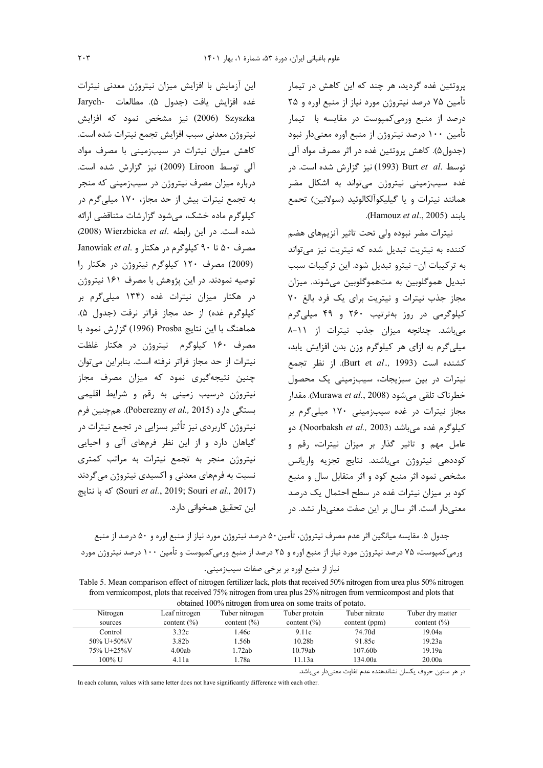پروتئین غده گردید، هر چند که این کاهش در تیمار تأمین ۷۵ درصد نیتروژن مورد نیاز از منبع اوره و ۲۵ درصد از منبع ورمی‌کمپوست در مقایسه با تیمار تأمین ۱۰۰ درصد نیتروژن از منبع اوره معنی‌دار نبود (جدول۵). کاهش پروتئین غده در اثر مصرف مواد آلی توسط .Burt *et al* (1993) نیز گزارش شده است. در غده سیب‌زمینی نیتروژن می‌تواند به اشکال مضر همانند نیترات و یا گیلیکوآلکالوئید (سولانین) تجمع یابند (Hamouz *et al*., 2005).

نیترات مضر نبوده ولی تحت تاثیر آنزیم‌های هضم کننده به نیتریت تبدیل شده که نیتریت نیز می‌تواند به ترکیبات ان- نیترو تبدیل شود. این ترکیبات سبب تبدیل هموگلوبین به مت‌هموگلوبین می‌شوند. میزان مجاز جذب نیترات و نیتریت برای یک فرد بالغ ۷۰ کیلوگرمی در روز به‌ترتیب ۲۶۰ و ۴۹ میلی‌گرم می‌باشد. چنانچه میزان جذب نیترات از ۱۱-۸ میلی‌گرم به ازای هر کیلوگرم وزن بدن افزایش یابد، کشنده است (Burt *et al*., 1993). از نظر تجمع نیترات در بین سبزیجات، سیب‌زمینی یک محصول خطرناک تلقی می‌شود (Murawa *et al.*, 2008). مقدار مجاز نیترات در غده سیب‌زمینی ۱۷۰ میلی‌گرم بر کیلوگرم غده می‌باشد (Noorbaksh *et al.,* 2003). دو عامل مهم و تاثیر گذار بر میزان نیترات، رقم و کوددهی نیتروژن می‌باشند. نتایج تجزیه واریانس مشخص نمود اثر منبع کود و اثر متقابل سال و منبع کود بر میزان نیترات غده در سطح احتمال یک درصد معنی‌دار است. اثر سال بر این صفت معنی‌دار نشد. در این آزمایش با افزایش میزان نیتروژن معدنی نیترات غده افزایش یافت (جدول ۵). مطالعات Jarych-Szyszka (2006) نیز مشخص نمود که افزایش نیتروژن معدنی سبب افزایش تجمع نیترات شده است. کاهش میزان نیترات در سیب‌زمینی با مصرف مواد آلی توسط Liroon (2009) نیز گزارش شده است. درباره میزان مصرف نیتروژن در سیب‌زمینی که منجر به تجمع نیترات بیش از حد مجاز، ۱۷۰ میلی‌گرم در کیلوگرم ماده خشک، می‌شود گزارشات متناقضی ارائه شده است. در این رابطه .Wierzbicka *et al* (2008) مصرف ۵۰ تا ۹۰ کیلوگرم در هکتار و .Janowiak *et al* (2009) مصرف ۱۲۰ کیلوگرم نیتروژن در هکتار را توصیه نمودند. در این پژوهش با مصرف ۱۶۱ نیتروژن در هکتار میزان نیترات غده (۱۳۴ میلی‌گرم بر کیلوگرم غده) از حد مجاز فراتر نرفت (جدول ۵). هماهنگ با این نتایج Prosba (1996) گزارش نمود با مصرف ۱۶۰ کیلوگرم نیتروژن در هکتار غلظت نیترات از حد مجاز فراتر نرفته است. بنابراین می‌توان چنین نتیجه‌گیری نمود که میزان مصرف مجاز نیتروژن درسیب زمینی به رقم و شرایط اقلیمی بستگی دارد (Poberezny *et al.,* 2015). همچنین فرم نیتروژن کاربردی نیز تأثیر بسزایی در تجمع نیترات در گیاهان دارد و از این نظر فرم‌های آلی و احیایی نیتروژن منجر به تجمع نیترات به مراتب کمتری نسبت به فرم‌های معدنی و اکسیدی نیتروژن می‌گردند (Souri *et al.*, 2019; Souri *et al.,* 2017) که با نتایج این تحقیق همخوانی دارد.

جدول ۵. مقایسه میانگین اثر عدم مصرف نیتروژن، تأمین ۵۰ درصد نیتروژن مورد نیاز از منبع اوره و ۵۰ درصد از منبع ورمی‌کمپوست، ۷۵ درصد نیتروژن مورد نیاز از منبع اوره و ۲۵ درصد از منبع ورمی‌کمپوست و تأمین ۱۰۰ درصد نیتروژن مورد نیاز از منبع اوره بر برخی صفات سیب‌زمینی.

Table 5. Mean comparison effect of nitrogen fertilizer lack, plots that received 50% nitrogen from urea plus 50% nitrogen from vermicompost, plots that received 75% nitrogen from urea plus 25% nitrogen from vermicompost and plots that obtained 100% nitrogen from urea on some traits of potato.

| Nitrogen sources | Leaf nitrogen content (%) | Tuber nitrogen content (%) | Tuber protein content (%) | Tuber nitrate content (ppm) | Tuber dry matter content (%) |
|---|---|---|---|---|---|
| Control | 3.32c | 1.46c | 9.11c | 74.70d | 19.04a |
| 50% U+50%V | 3.82b | 1.56b | 10.28b | 91.85c | 19.23a |
| 75% U+25%V | 4.00ab | 1.72ab | 10.79ab | 107.60b | 19.19a |
| 100% U | 4.11a | 1.78a | 11.13a | 134.00a | 20.00a |

در هر ستون حروف یکسان نشاندهنده عدم تفاوت معنی‌دار می‌باشد.

In each column, values with same letter does not have significantly difference with each other.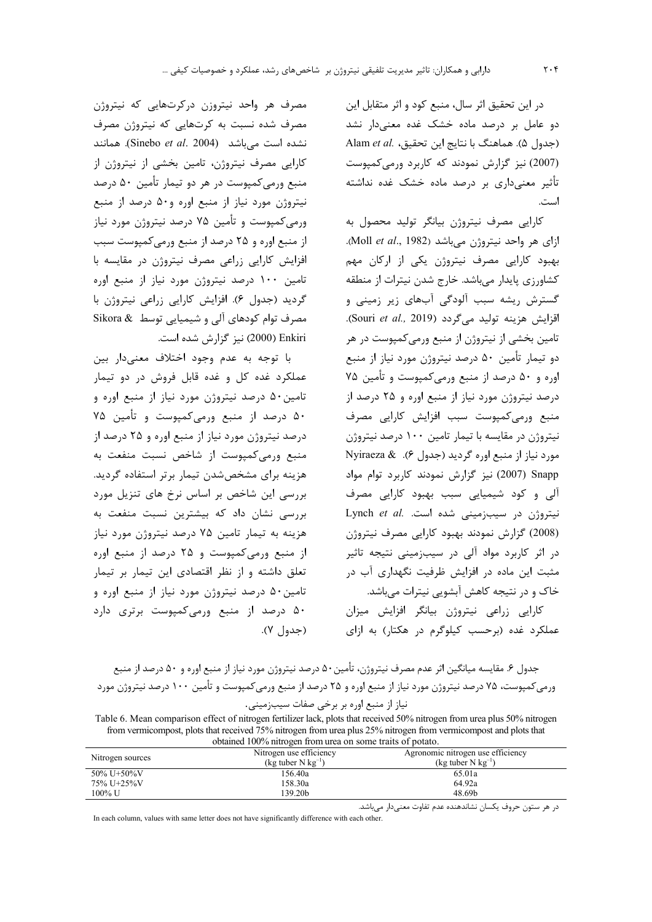در این تحقیق اثر سال، منبع کود و اثر متقابل این دو عامل بر درصد ماده خشک غده معنی‌دار نشد (جدول ۵). هماهنگ با نتایج این تحقیق، .Alam *et al* (2007) نیز گزارش نمودند که کاربرد ورمی‌کمپوست تأثیر معنی‌داری بر درصد ماده خشک غده نداشته است.

کارایی مصرف نیتروژن بیانگر تولید محصول به ازای هر واحد نیتروژن می‌باشد (Moll *et al*., 1982). بهبود کارایی مصرف نیتروژن یکی از ارکان مهم کشاورزی پایدار می‌باشد. خارج شدن نیترات از منطقه گسترش ریشه سبب آلودگی آب‌های زیر زمینی و افزایش هزینه تولید می‌گردد (Souri *et al*., 2019). تامین بخشی از نیتروژن از منبع ورمی‌کمپوست در هر دو تیمار تأمین ۵۰ درصد نیتروژن مورد نیاز از منبع اوره و ۵۰ درصد از منبع ورمی‌کمپوست و تأمین ۷۵ درصد نیتروژن مورد نیاز از منبع اوره و ۲۵ درصد از منبع ورمی‌کمپوست سبب افزایش کارایی مصرف نیتروژن در مقایسه با تیمار تامین ۱۰۰ درصد نیتروژن مورد نیاز از منبع اوره گردید (جدول ۶). Nyiraeza & Snapp (2007) نیز گزارش نمودند کاربرد توام مواد آلی و کود شیمیایی سبب بهبود کارایی مصرف نیتروژن در سیب‌زمینی شده است. .Lynch *et al* (2008) گزارش نمودند بهبود کارایی مصرف نیتروژن در اثر کاربرد مواد آلی در سیب‌زمینی نتیجه تاثیر مثبت این ماده در افزایش ظرفیت نگهداری آب در خاک و در نتیجه کاهش آبشویی نیترات می‌باشد.

کارایی زراعی نیتروژن بیانگر افزایش میزان عملکرد غده (برحسب کیلوگرم در هکتار) به ازای مصرف هر واحد نیتروژن درکرت‌هایی که نیتروژن مصرف شده نسبت به کرت‌هایی که نیتروژن مصرف نشده است می‌باشد (Sinebo *et al*. 2004). همانند کارایی مصرف نیتروژن، تامین بخشی از نیتروژن از منبع ورمی‌کمپوست در هر دو تیمار تأمین ۵۰ درصد نیتروژن مورد نیاز از منبع اوره و۵۰ درصد از منبع ورمی‌کمپوست و تأمین ۷۵ درصد نیتروژن مورد نیاز از منبع اوره و ۲۵ درصد از منبع ورمی‌کمپوست سبب افزایش کارایی زراعی مصرف نیتروژن در مقایسه با تامین ۱۰۰ درصد نیتروژن مورد نیاز از منبع اوره گردید (جدول ۶). افزایش کارایی زراعی نیتروژن با مصرف توام کودهای آلی و شیمیایی توسط Sikora & Enkiri (2000) نیز گزارش شده است.

با توجه به عدم وجود اختلاف معنی‌دار بین عملکرد غده کل و غده قابل فروش در دو تیمار تامین۵۰ درصد نیتروژن مورد نیاز از منبع اوره و ۵۰ درصد از منبع ورمی‌کمپوست و تأمین ۷۵ درصد نیتروژن مورد نیاز از منبع اوره و ۲۵ درصد از منبع ورمی‌کمپوست از شاخص نسبت منفعت به هزینه برای مشخص‌شدن تیمار برتر استفاده گردید. بررسی این شاخص بر اساس نرخ های تنزیل مورد بررسی نشان داد که بیشترین نسبت منفعت به هزینه به تیمار تامین ۷۵ درصد نیتروژن مورد نیاز از منبع ورمی‌کمپوست و ۲۵ درصد از منبع اوره تعلق داشته و از نظر اقتصادی این تیمار بر تیمار تامین۵۰ درصد نیتروژن مورد نیاز از منبع اوره و ۵۰ درصد از منبع ورمی‌کمپوست برتری دارد (جدول ۷).

جدول ۶. مقایسه میانگین اثر عدم مصرف نیتروژن، تأمین۵۰ درصد نیتروژن مورد نیاز از منبع اوره و ۵۰ درصد از منبع ورمی‌کمپوست، ۷۵ درصد نیتروژن مورد نیاز از منبع اوره و ۲۵ درصد از منبع ورمی‌کمپوست و تأمین ۱۰۰ درصد نیتروژن مورد نیاز از منبع اوره بر برخی صفات سیب‌زمینی.

Table 6. Mean comparison effect of nitrogen fertilizer lack, plots that received 50% nitrogen from urea plus 50% nitrogen from vermicompost, plots that received 75% nitrogen from urea plus 25% nitrogen from vermicompost and plots that obtained 100% nitrogen from urea on some traits of potato.

| Nitrogen sources | Nitrogen use efficiency (kg tuber N $kg^{-1}$) | Agronomic nitrogen use efficiency (kg tuber N $kg^{-1}$) |
|---|---|---|
| 50% U+50%V | 156.40a | 65.01a |
| 75% U+25%V | 158.30a | 64.92a |
| 100% U | 139.20b | 48.69b |

در هر ستون حروف یکسان نشاندهنده عدم تفاوت معنی‌دار می‌باشد.

In each column, values with same letter does not have significantly difference with each other.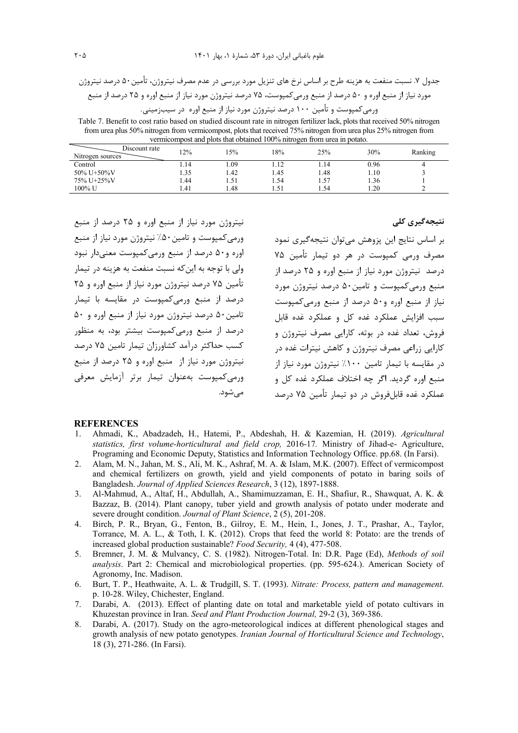جدول ۷. نسبت منفعت به هزینه طرح بر اساس نرخ های تنزیل مورد بررسی در عدم مصرف نیتروژن، تأمین ۵۰ درصد نیتروژن مورد نیاز از منبع اوره و ۵۰ درصد از منبع ورمی‌کمپوست، ۷۵ درصد نیتروژن مورد نیاز از منبع اوره و ۲۵ درصد از منبع ورمی‌کمپوست و تأمین ۱۰۰ درصد نیتروژن مورد نیاز از منبع اوره در سیب‌زمینی.

Table 7. Benefit to cost ratio based on studied discount rate in nitrogen fertilizer lack, plots that received 50% nitrogen from urea plus 50% nitrogen from vermicompost, plots that received 75% nitrogen from urea plus 25% nitrogen from vermicompost and plots that obtained 100% nitrogen from urea in potato.

| Nitrogen sources / Discount rate | 12% | 15% | 18% | 25% | 30% | Ranking |
|---|---|---|---|---|---|---|
| Control | 1.14 | 1.09 | 1.12 | 1.14 | 0.96 | 4 |
| 50% U+50%V | 1.35 | 1.42 | 1.45 | 1.48 | 1.10 | 3 |
| 75% U+25%V | 1.44 | 1.51 | 1.54 | 1.57 | 1.36 | 1 |
| 100% U | 1.41 | 1.48 | 1.51 | 1.54 | 1.20 | 2 |

## نتیجه‌گیری کلی

بر اساس نتایج این پژوهش می‌توان نتیجه‌گیری نمود مصرف ورمی کمپوست در هر دو تیمار تأمین ۷۵ درصد نیتروژن مورد نیاز از منبع اوره و ۲۵ درصد از منبع ورمی‌کمپوست و تامین ۵۰ درصد نیتروژن مورد نیاز از منبع اوره و ۵۰ درصد از منبع ورمی‌کمپوست سبب افزایش عملکرد غده کل و عملکرد غده قابل فروش، تعداد غده در بوته، کارایی مصرف نیتروژن و کارایی زراعی مصرف نیتروژن و کاهش نیترات غده در در مقایسه با تیمار تامین ۱۰۰٪ نیتروژن مورد نیاز از منبع اوره گردید. اگر چه اختلاف عملکرد غده کل و عملکرد غده قابل‌فروش در دو تیمار تأمین ۷۵ درصد نیتروژن مورد نیاز از منبع اوره و ۲۵ درصد از منبع ورمی‌کمپوست و تامین ۵۰٪ نیتروژن مورد نیاز از منبع اوره و ۵۰ درصد از منبع ورمی‌کمپوست معنی‌دار نبود ولی با توجه به این‌که نسبت منفعت به هزینه در تیمار تأمین ۷۵ درصد نیتروژن مورد نیاز از منبع اوره و ۲۵ درصد از منبع ورمی‌کمپوست در مقایسه با تیمار تامین ۵۰ درصد نیتروژن مورد نیاز از منبع اوره و ۵۰ درصد از منبع ورمی‌کمپوست بیشتر بود، به منظور کسب حداکثر درآمد کشاورزان تیمار تامین ۷۵ درصد نیتروژن مورد نیاز از منبع اوره و ۲۵ درصد از منبع ورمی‌کمپوست به‌عنوان تیمار برتر آزمایش معرفی می‌شود.

## REFERENCES

1. Ahmadi, K., Abadzadeh, H., Hatemi, P., Abdeshah, H. & Kazemian, H. (2019). *Agricultural statistics, first volume-horticultural and field crop,* 2016-17*.* Ministry of Jihad-e- Agriculture, Programing and Economic Deputy, Statistics and Information Technology Office. pp.68. (In Farsi).
2. Alam, M. N., Jahan, M. S., Ali, M. K., Ashraf, M. A. & Islam, M.K. (2007). Effect of vermicompost and chemical fertilizers on growth, yield and yield components of potato in baring soils of Bangladesh. *Journal of Applied Sciences Research*, 3 (12), 1897-1888.
3. Al-Mahmud, A., Altaf, H., Abdullah, A., Shamimuzzaman, E. H., Shafiur, R., Shawquat, A. K. & Bazzaz, B. (2014). Plant canopy, tuber yield and growth analysis of potato under moderate and severe drought condition. *Journal of Plant Science*, 2 (5), 201-208.
4. Birch, P. R., Bryan, G., Fenton, B., Gilroy, E. M., Hein, I., Jones, J. T., Prashar, A., Taylor, Torrance, M. A. L., & Toth, I. K. (2012). Crops that feed the world 8: Potato: are the trends of increased global production sustainable? *Food Security,* 4 (4), 477-508.
5. Bremner, J. M. & Mulvancy, C. S. (1982). Nitrogen-Total. In: D.R. Page (Ed), *Methods of soil analysis*. Part 2: Chemical and microbiological properties. (pp. 595-624.). American Society of Agronomy, Inc. Madison.
6. Burt, T. P., Heathwaite, A. L. & Trudgill, S. T. (1993). *Nitrate: Process, pattern and management*. p. 10-28. Wiley, Chichester, England.
7. Darabi, A. (2013). Effect of planting date on total and marketable yield of potato cultivars in Khuzestan province in Iran. *Seed and Plant Production Journal,* 29-2 (3), 369-386.
8. Darabi, A. (2017). Study on the agro-meteorological indices at different phenological stages and growth analysis of new potato genotypes. *Iranian Journal of Horticultural Science and Technology*, 18 (3), 271-286. (In Farsi).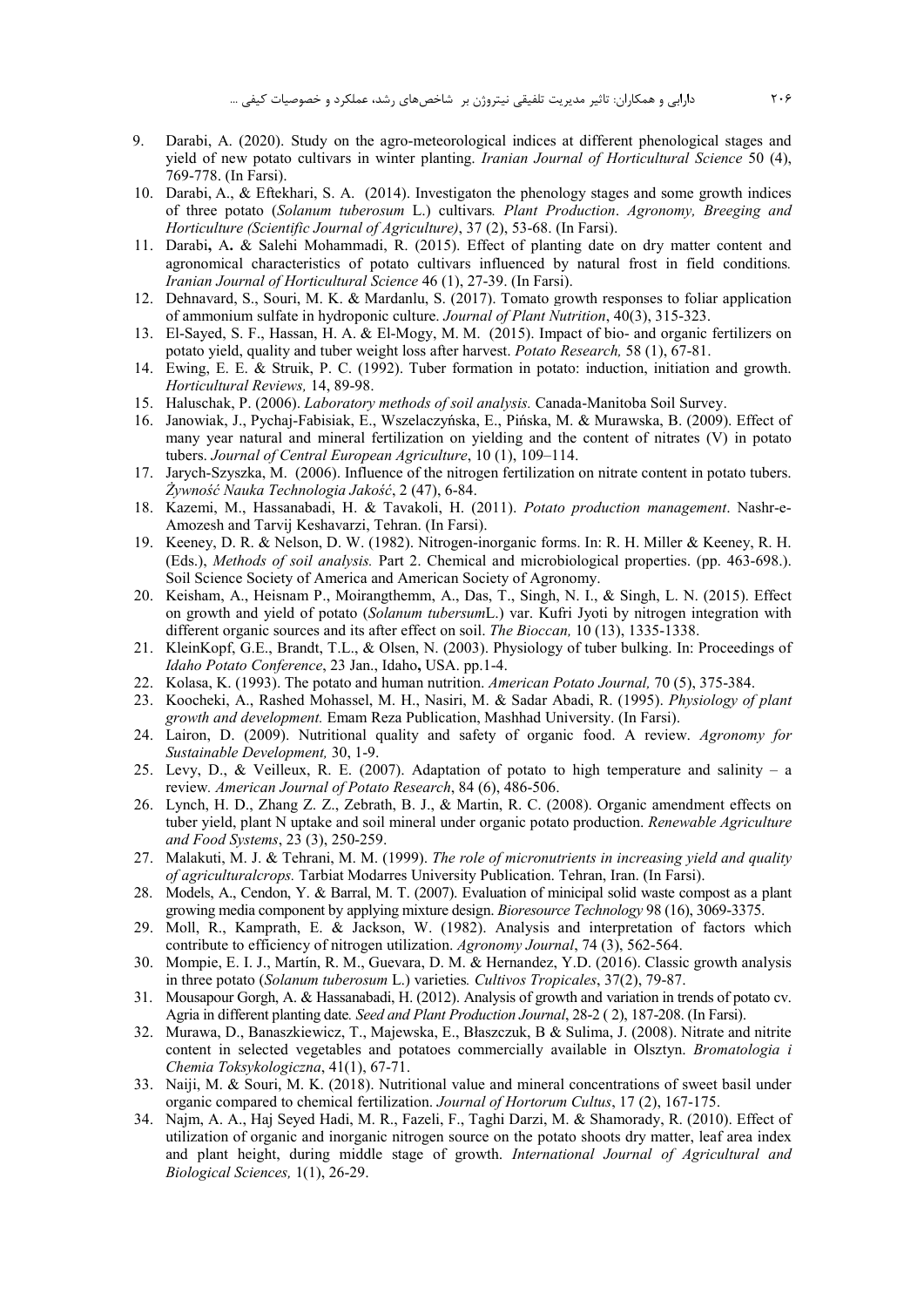9. Darabi, A. (2020). Study on the agro-meteorological indices at different phenological stages and yield of new potato cultivars in winter planting. *Iranian Journal of Horticultural Science* 50 (4), 769-778. (In Farsi).
10. Darabi, A., & Eftekhari, S. A. (2014). Investigaton the phenology stages and some growth indices of three potato (*Solanum tuberosum* L.) cultivars. *Plant Production*. *Agronomy, Breeging and Horticulture (Scientific Journal of Agriculture)*, 37 (2), 53-68. (In Farsi).
11. Darabi, A. & Salehi Mohammadi, R. (2015). Effect of planting date on dry matter content and agronomical characteristics of potato cultivars influenced by natural frost in field conditions. *Iranian Journal of Horticultural Science* 46 (1), 27-39. (In Farsi).
12. Dehnavard, S., Souri, M. K. & Mardanlu, S. (2017). Tomato growth responses to foliar application of ammonium sulfate in hydroponic culture. *Journal of Plant Nutrition*, 40(3), 315-323.
13. El-Sayed, S. F., Hassan, H. A. & El-Mogy, M. M. (2015). Impact of bio- and organic fertilizers on potato yield, quality and tuber weight loss after harvest. *Potato Research,* 58 (1), 67-81.
14. Ewing, E. E. & Struik, P. C. (1992). Tuber formation in potato: induction, initiation and growth. *Horticultural Reviews,* 14, 89-98.
15. Haluschak, P. (2006). *Laboratory methods of soil analysis.* Canada-Manitoba Soil Survey.
16. Janowiak, J., Pychaj-Fabisiak, E., Wszelaczyńska, E., Pińska, M. & Murawska, B. (2009). Effect of many year natural and mineral fertilization on yielding and the content of nitrates (V) in potato tubers. *Journal of Central European Agriculture*, 10 (1), 109–114.
17. Jarych-Szyszka, M. (2006). Influence of the nitrogen fertilization on nitrate content in potato tubers. *Żywność Nauka Technologia Jakość*, 2 (47), 6-84.
18. Kazemi, M., Hassanabadi, H. & Tavakoli, H. (2011). *Potato production management*. Nashr-e-Amozesh and Tarvij Keshavarzi, Tehran. (In Farsi).
19. Keeney, D. R. & Nelson, D. W. (1982). Nitrogen-inorganic forms. In: R. H. Miller & Keeney, R. H. (Eds.), *Methods of soil analysis.* Part 2. Chemical and microbiological properties. (pp. 463-698.). Soil Science Society of America and American Society of Agronomy.
20. Keisham, A., Heisnam P., Moirangthemm, A., Das, T., Singh, N. I., & Singh, L. N. (2015). Effect on growth and yield of potato (*Solanum tubersum*L.) var. Kufri Jyoti by nitrogen integration with different organic sources and its after effect on soil. *The Bioccan,* 10 (13), 1335-1338.
21. KleinKopf, G.E., Brandt, T.L., & Olsen, N. (2003). Physiology of tuber bulking. In: Proceedings of *Idaho Potato Conference*, 23 Jan., Idaho, USA. pp.1-4.
22. Kolasa, K. (1993). The potato and human nutrition. *American Potato Journal,* 70 (5), 375-384.
23. Koocheki, A., Rashed Mohassel, M. H., Nasiri, M. & Sadar Abadi, R. (1995). *Physiology of plant growth and development.* Emam Reza Publication, Mashhad University. (In Farsi).
24. Lairon, D. (2009). Nutritional quality and safety of organic food. A review. *Agronomy for Sustainable Development,* 30, 1-9.
25. Levy, D., & Veilleux, R. E. (2007). Adaptation of potato to high temperature and salinity – a review. *American Journal of Potato Research*, 84 (6), 486-506.
26. Lynch, H. D., Zhang Z. Z., Zebrath, B. J., & Martin, R. C. (2008). Organic amendment effects on tuber yield, plant N uptake and soil mineral under organic potato production. *Renewable Agriculture and Food Systems*, 23 (3), 250-259.
27. Malakuti, M. J. & Tehrani, M. M. (1999). *The role of micronutrients in increasing yield and quality of agriculturalcrops.* Tarbiat Modarres University Publication. Tehran, Iran. (In Farsi).
28. Models, A., Cendon, Y. & Barral, M. T. (2007). Evaluation of minicipal solid waste compost as a plant growing media component by applying mixture design. *Bioresource Technology* 98 (16), 3069-3375.
29. Moll, R., Kamprath, E. & Jackson, W. (1982). Analysis and interpretation of factors which contribute to efficiency of nitrogen utilization. *Agronomy Journal*, 74 (3), 562-564.
30. Mompie, E. I. J., Martín, R. M., Guevara, D. M. & Hernandez, Y.D. (2016). Classic growth analysis in three potato (*Solanum tuberosum* L.) varieties. *Cultivos Tropicales*, 37(2), 79-87.
31. Mousapour Gorgh, A. & Hassanabadi, H. (2012). Analysis of growth and variation in trends of potato cv. Agria in different planting date. *Seed and Plant Production Journal*, 28-2 ( 2), 187-208. (In Farsi).
32. Murawa, D., Banaszkiewicz, T., Majewska, E., Błaszczuk, B & Sulima, J. (2008). Nitrate and nitrite content in selected vegetables and potatoes commercially available in Olsztyn. *Bromatologia i Chemia Toksykologiczna*, 41(1), 67-71.
33. Naiji, M. & Souri, M. K. (2018). Nutritional value and mineral concentrations of sweet basil under organic compared to chemical fertilization. *Journal of Hortorum Cultus*, 17 (2), 167-175.
34. Najm, A. A., Haj Seyed Hadi, M. R., Fazeli, F., Taghi Darzi, M. & Shamorady, R. (2010). Effect of utilization of organic and inorganic nitrogen source on the potato shoots dry matter, leaf area index and plant height, during middle stage of growth. *International Journal of Agricultural and Biological Sciences,* 1(1), 26-29.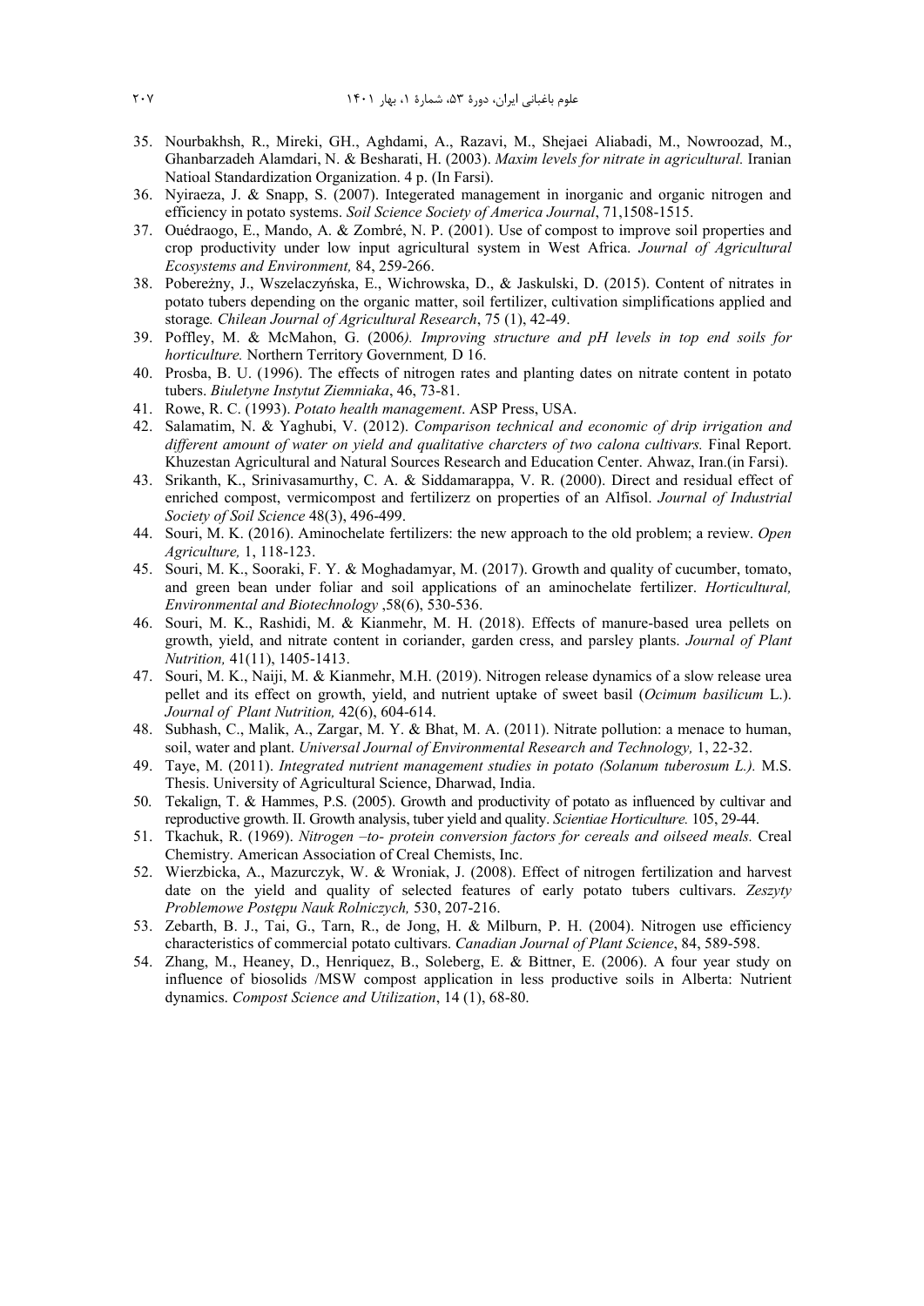35. Nourbakhsh, R., Mireki, GH., Aghdami, A., Razavi, M., Shejaei Aliabadi, M., Nowroozad, M., Ghanbarzadeh Alamdari, N. & Besharati, H. (2003). *Maxim levels for nitrate in agricultural.* Iranian Natioal Standardization Organization. 4 p. (In Farsi).
36. Nyiraeza, J. & Snapp, S. (2007). Integerated management in inorganic and organic nitrogen and efficiency in potato systems. *Soil Science Society of America Journal*, 71,1508-1515.
37. Ouédraogo, E., Mando, A. & Zombré, N. P. (2001). Use of compost to improve soil properties and crop productivity under low input agricultural system in West Africa. *Journal of Agricultural Ecosystems and Environment,* 84, 259-266.
38. Pobereżny, J., Wszelaczyńska, E., Wichrowska, D., & Jaskulski, D. (2015). Content of nitrates in potato tubers depending on the organic matter, soil fertilizer, cultivation simplifications applied and storage*. Chilean Journal of Agricultural Research*, 75 (1), 42-49.
39. Poffley, M. & McMahon, G. (2006*). Improving structure and pH levels in top end soils for horticulture.* Northern Territory Government*,* D 16.
40. Prosba, B. U. (1996). The effects of nitrogen rates and planting dates on nitrate content in potato tubers. *Biuletyne Instytut Ziemniaka*, 46, 73-81.
41. Rowe, R. C. (1993). *Potato health management*. ASP Press, USA.
42. Salamatim, N. & Yaghubi, V. (2012). *Comparison technical and economic of drip irrigation and different amount of water on yield and qualitative charcters of two calona cultivars.* Final Report. Khuzestan Agricultural and Natural Sources Research and Education Center. Ahwaz, Iran.(in Farsi).
43. Srikanth, K., Srinivasamurthy, C. A. & Siddamarappa, V. R. (2000). Direct and residual effect of enriched compost, vermicompost and fertilizerz on properties of an Alfisol. *Journal of Industrial Society of Soil Science* 48(3), 496-499.
44. Souri, M. K. (2016). Aminochelate fertilizers: the new approach to the old problem; a review. *Open Agriculture,* 1, 118-123.
45. Souri, M. K., Sooraki, F. Y. & Moghadamyar, M. (2017). Growth and quality of cucumber, tomato, and green bean under foliar and soil applications of an aminochelate fertilizer. *Horticultural, Environmental and Biotechnology* ,58(6), 530-536.
46. Souri, M. K., Rashidi, M. & Kianmehr, M. H. (2018). Effects of manure-based urea pellets on growth, yield, and nitrate content in coriander, garden cress, and parsley plants. *Journal of Plant Nutrition,* 41(11), 1405-1413.
47. Souri, M. K., Naiji, M. & Kianmehr, M.H. (2019). Nitrogen release dynamics of a slow release urea pellet and its effect on growth, yield, and nutrient uptake of sweet basil (*Ocimum basilicum* L.). *Journal of Plant Nutrition,* 42(6), 604-614.
48. Subhash, C., Malik, A., Zargar, M. Y. & Bhat, M. A. (2011). Nitrate pollution: a menace to human, soil, water and plant. *Universal Journal of Environmental Research and Technology,* 1, 22-32.
49. Taye, M. (2011). *Integrated nutrient management studies in potato (Solanum tuberosum L.).* M.S. Thesis. University of Agricultural Science, Dharwad, India.
50. Tekalign, T. & Hammes, P.S. (2005). Growth and productivity of potato as influenced by cultivar and reproductive growth. II. Growth analysis, tuber yield and quality. *Scientiae Horticulture.* 105, 29-44.
51. Tkachuk, R. (1969). *Nitrogen –to- protein conversion factors for cereals and oilseed meals.* Creal Chemistry. American Association of Creal Chemists, Inc.
52. Wierzbicka, A., Mazurczyk, W. & Wroniak, J. (2008). Effect of nitrogen fertilization and harvest date on the yield and quality of selected features of early potato tubers cultivars. *Zeszyty Problemowe Postępu Nauk Rolniczych,* 530, 207-216.
53. Zebarth, B. J., Tai, G., Tarn, R., de Jong, H. & Milburn, P. H. (2004). Nitrogen use efficiency characteristics of commercial potato cultivars. *Canadian Journal of Plant Science*, 84, 589-598.
54. Zhang, M., Heaney, D., Henriquez, B., Soleberg, E. & Bittner, E. (2006). A four year study on influence of biosolids /MSW compost application in less productive soils in Alberta: Nutrient dynamics. *Compost Science and Utilization*, 14 (1), 68-80.